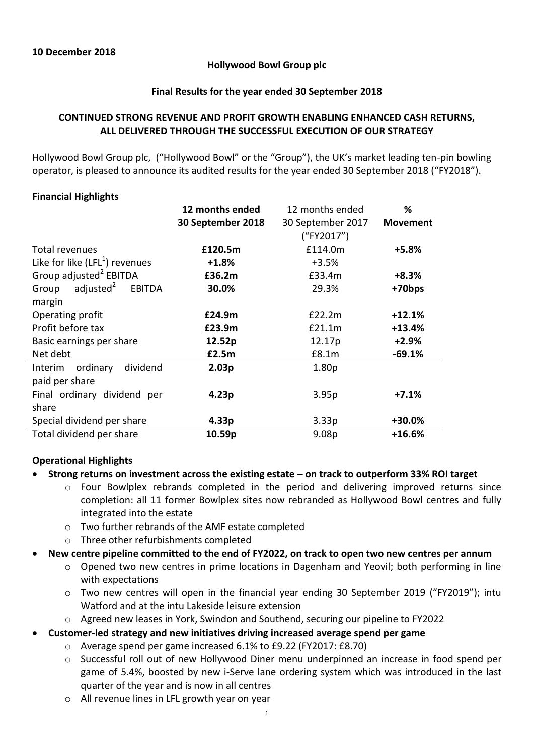**10 December 2018**

**Hollywood Bowl Group plc**

**Final Results for the year ended 30 September 2018**

**CONTINUED STRONG REVENUE AND PROFIT GROWTH ENABLING ENHANCED CASH RETURNS, ALL DELIVERED THROUGH THE SUCCESSFUL EXECUTION OF OUR STRATEGY**

Hollywood Bowl Group plc, ("Hollywood Bowl" or the "Group"), the UK's market leading ten-pin bowling operator, is pleased to announce its audited results for the year ended 30 September 2018 ("FY2018").

**Financial Highlights**

| | **12 months ended 30 September 2018** | 12 months ended 30 September 2017 ("FY2017") | **% Movement** |
|---|---|---|---|
| Total revenues | **£120.5m** | £114.0m | **+5.8%** |
| Like for like (LFL[1]) revenues | **+1.8%** | +3.5% | |
| Group adjusted[2] EBITDA | **£36.2m** | £33.4m | **+8.3%** |
| Group adjusted[2] EBITDA margin | **30.0%** | 29.3% | **+70bps** |
| Operating profit | **£24.9m** | £22.2m | **+12.1%** |
| Profit before tax | **£23.9m** | £21.1m | **+13.4%** |
| Basic earnings per share | **12.52p** | 12.17p | **+2.9%** |
| Net debt | **£2.5m** | £8.1m | **-69.1%** |
| Interim ordinary dividend paid per share | **2.03p** | 1.80p | |
| Final ordinary dividend per share | **4.23p** | 3.95p | **+7.1%** |
| Special dividend per share | **4.33p** | 3.33p | **+30.0%** |
| Total dividend per share | **10.59p** | 9.08p | **+16.6%** |

**Operational Highlights**

- **Strong returns on investment across the existing estate – on track to outperform 33% ROI target**
  - Four Bowlplex rebrands completed in the period and delivering improved returns since completion: all 11 former Bowlplex sites now rebranded as Hollywood Bowl centres and fully integrated into the estate
  - Two further rebrands of the AMF estate completed
  - Three other refurbishments completed
- **New centre pipeline committed to the end of FY2022, on track to open two new centres per annum**
  - Opened two new centres in prime locations in Dagenham and Yeovil; both performing in line with expectations
  - Two new centres will open in the financial year ending 30 September 2019 ("FY2019"); intu Watford and at the intu Lakeside leisure extension
  - Agreed new leases in York, Swindon and Southend, securing our pipeline to FY2022
- **Customer-led strategy and new initiatives driving increased average spend per game**
  - Average spend per game increased 6.1% to £9.22 (FY2017: £8.70)
  - Successful roll out of new Hollywood Diner menu underpinned an increase in food spend per game of 5.4%, boosted by new i-Serve lane ordering system which was introduced in the last quarter of the year and is now in all centres
  - All revenue lines in LFL growth year on year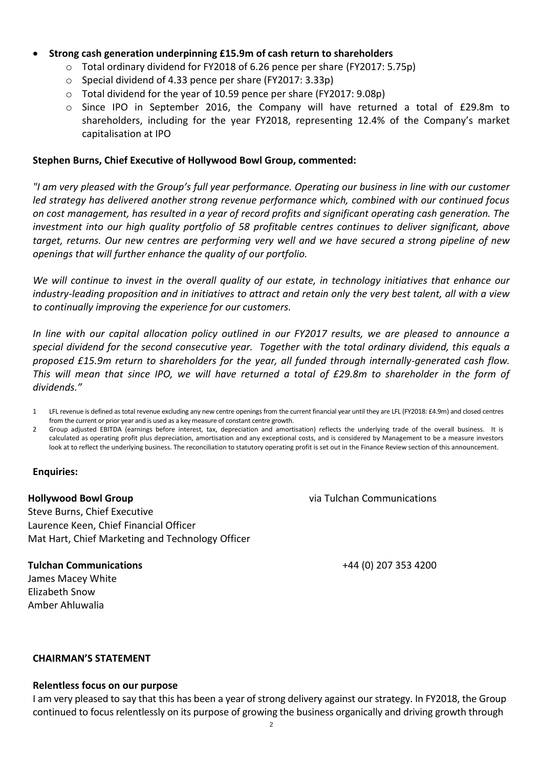- **Strong cash generation underpinning £15.9m of cash return to shareholders**
  - Total ordinary dividend for FY2018 of 6.26 pence per share (FY2017: 5.75p)
  - Special dividend of 4.33 pence per share (FY2017: 3.33p)
  - Total dividend for the year of 10.59 pence per share (FY2017: 9.08p)
  - Since IPO in September 2016, the Company will have returned a total of £29.8m to shareholders, including for the year FY2018, representing 12.4% of the Company's market capitalisation at IPO

**Stephen Burns, Chief Executive of Hollywood Bowl Group, commented:**

*"I am very pleased with the Group's full year performance. Operating our business in line with our customer led strategy has delivered another strong revenue performance which, combined with our continued focus on cost management, has resulted in a year of record profits and significant operating cash generation. The investment into our high quality portfolio of 58 profitable centres continues to deliver significant, above target, returns. Our new centres are performing very well and we have secured a strong pipeline of new openings that will further enhance the quality of our portfolio.*

*We will continue to invest in the overall quality of our estate, in technology initiatives that enhance our industry-leading proposition and in initiatives to attract and retain only the very best talent, all with a view to continually improving the experience for our customers.*

*In line with our capital allocation policy outlined in our FY2017 results, we are pleased to announce a special dividend for the second consecutive year. Together with the total ordinary dividend, this equals a proposed £15.9m return to shareholders for the year, all funded through internally-generated cash flow. This will mean that since IPO, we will have returned a total of £29.8m to shareholder in the form of dividends."*

1 LFL revenue is defined as total revenue excluding any new centre openings from the current financial year until they are LFL (FY2018: £4.9m) and closed centres from the current or prior year and is used as a key measure of constant centre growth.

2 Group adjusted EBITDA (earnings before interest, tax, depreciation and amortisation) reflects the underlying trade of the overall business. It is calculated as operating profit plus depreciation, amortisation and any exceptional costs, and is considered by Management to be a measure investors look at to reflect the underlying business. The reconciliation to statutory operating profit is set out in the Finance Review section of this announcement.

**Enquiries:**

**Hollywood Bowl Group** via Tulchan Communications

Steve Burns, Chief Executive
Laurence Keen, Chief Financial Officer
Mat Hart, Chief Marketing and Technology Officer

**Tulchan Communications** +44 (0) 207 353 4200

James Macey White
Elizabeth Snow
Amber Ahluwalia

## CHAIRMAN'S STATEMENT

### Relentless focus on our purpose

I am very pleased to say that this has been a year of strong delivery against our strategy. In FY2018, the Group continued to focus relentlessly on its purpose of growing the business organically and driving growth through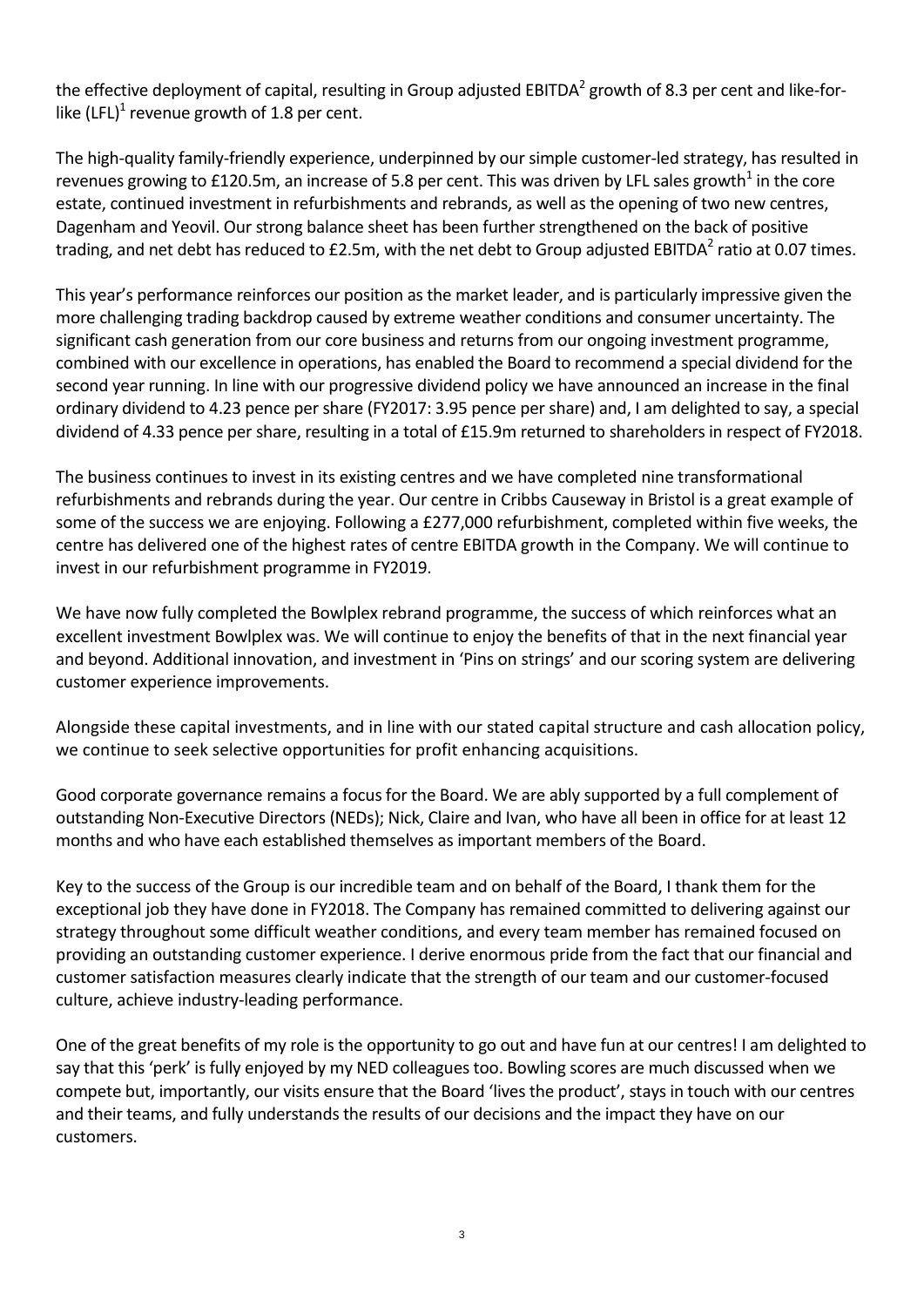the effective deployment of capital, resulting in Group adjusted EBITDA[2] growth of 8.3 per cent and like-for-like (LFL)[1] revenue growth of 1.8 per cent.

The high-quality family-friendly experience, underpinned by our simple customer-led strategy, has resulted in revenues growing to £120.5m, an increase of 5.8 per cent. This was driven by LFL sales growth[1] in the core estate, continued investment in refurbishments and rebrands, as well as the opening of two new centres, Dagenham and Yeovil. Our strong balance sheet has been further strengthened on the back of positive trading, and net debt has reduced to £2.5m, with the net debt to Group adjusted EBITDA[2] ratio at 0.07 times.

This year's performance reinforces our position as the market leader, and is particularly impressive given the more challenging trading backdrop caused by extreme weather conditions and consumer uncertainty. The significant cash generation from our core business and returns from our ongoing investment programme, combined with our excellence in operations, has enabled the Board to recommend a special dividend for the second year running. In line with our progressive dividend policy we have announced an increase in the final ordinary dividend to 4.23 pence per share (FY2017: 3.95 pence per share) and, I am delighted to say, a special dividend of 4.33 pence per share, resulting in a total of £15.9m returned to shareholders in respect of FY2018.

The business continues to invest in its existing centres and we have completed nine transformational refurbishments and rebrands during the year. Our centre in Cribbs Causeway in Bristol is a great example of some of the success we are enjoying. Following a £277,000 refurbishment, completed within five weeks, the centre has delivered one of the highest rates of centre EBITDA growth in the Company. We will continue to invest in our refurbishment programme in FY2019.

We have now fully completed the Bowlplex rebrand programme, the success of which reinforces what an excellent investment Bowlplex was. We will continue to enjoy the benefits of that in the next financial year and beyond. Additional innovation, and investment in 'Pins on strings' and our scoring system are delivering customer experience improvements.

Alongside these capital investments, and in line with our stated capital structure and cash allocation policy, we continue to seek selective opportunities for profit enhancing acquisitions.

Good corporate governance remains a focus for the Board. We are ably supported by a full complement of outstanding Non-Executive Directors (NEDs); Nick, Claire and Ivan, who have all been in office for at least 12 months and who have each established themselves as important members of the Board.

Key to the success of the Group is our incredible team and on behalf of the Board, I thank them for the exceptional job they have done in FY2018. The Company has remained committed to delivering against our strategy throughout some difficult weather conditions, and every team member has remained focused on providing an outstanding customer experience. I derive enormous pride from the fact that our financial and customer satisfaction measures clearly indicate that the strength of our team and our customer-focused culture, achieve industry-leading performance.

One of the great benefits of my role is the opportunity to go out and have fun at our centres! I am delighted to say that this 'perk' is fully enjoyed by my NED colleagues too. Bowling scores are much discussed when we compete but, importantly, our visits ensure that the Board 'lives the product', stays in touch with our centres and their teams, and fully understands the results of our decisions and the impact they have on our customers.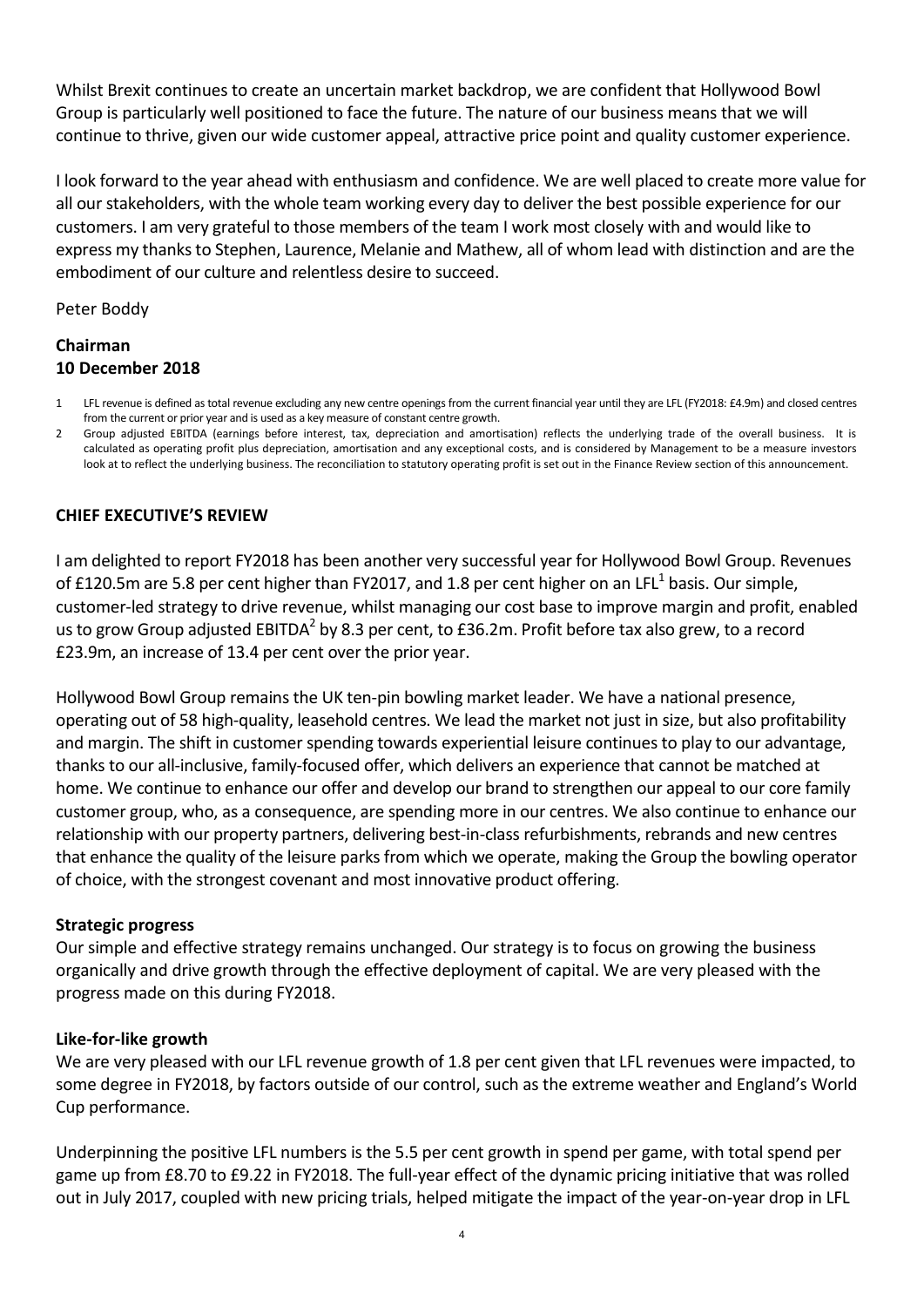Whilst Brexit continues to create an uncertain market backdrop, we are confident that Hollywood Bowl Group is particularly well positioned to face the future. The nature of our business means that we will continue to thrive, given our wide customer appeal, attractive price point and quality customer experience.

I look forward to the year ahead with enthusiasm and confidence. We are well placed to create more value for all our stakeholders, with the whole team working every day to deliver the best possible experience for our customers. I am very grateful to those members of the team I work most closely with and would like to express my thanks to Stephen, Laurence, Melanie and Mathew, all of whom lead with distinction and are the embodiment of our culture and relentless desire to succeed.

Peter Boddy

**Chairman**
**10 December 2018**

1 LFL revenue is defined as total revenue excluding any new centre openings from the current financial year until they are LFL (FY2018: £4.9m) and closed centres from the current or prior year and is used as a key measure of constant centre growth.

2 Group adjusted EBITDA (earnings before interest, tax, depreciation and amortisation) reflects the underlying trade of the overall business. It is calculated as operating profit plus depreciation, amortisation and any exceptional costs, and is considered by Management to be a measure investors look at to reflect the underlying business. The reconciliation to statutory operating profit is set out in the Finance Review section of this announcement.

## CHIEF EXECUTIVE'S REVIEW

I am delighted to report FY2018 has been another very successful year for Hollywood Bowl Group. Revenues of £120.5m are 5.8 per cent higher than FY2017, and 1.8 per cent higher on an LFL[1] basis. Our simple, customer-led strategy to drive revenue, whilst managing our cost base to improve margin and profit, enabled us to grow Group adjusted EBITDA[2] by 8.3 per cent, to £36.2m. Profit before tax also grew, to a record £23.9m, an increase of 13.4 per cent over the prior year.

Hollywood Bowl Group remains the UK ten-pin bowling market leader. We have a national presence, operating out of 58 high-quality, leasehold centres. We lead the market not just in size, but also profitability and margin. The shift in customer spending towards experiential leisure continues to play to our advantage, thanks to our all-inclusive, family-focused offer, which delivers an experience that cannot be matched at home. We continue to enhance our offer and develop our brand to strengthen our appeal to our core family customer group, who, as a consequence, are spending more in our centres. We also continue to enhance our relationship with our property partners, delivering best-in-class refurbishments, rebrands and new centres that enhance the quality of the leisure parks from which we operate, making the Group the bowling operator of choice, with the strongest covenant and most innovative product offering.

### Strategic progress

Our simple and effective strategy remains unchanged. Our strategy is to focus on growing the business organically and drive growth through the effective deployment of capital. We are very pleased with the progress made on this during FY2018.

### Like-for-like growth

We are very pleased with our LFL revenue growth of 1.8 per cent given that LFL revenues were impacted, to some degree in FY2018, by factors outside of our control, such as the extreme weather and England's World Cup performance.

Underpinning the positive LFL numbers is the 5.5 per cent growth in spend per game, with total spend per game up from £8.70 to £9.22 in FY2018. The full-year effect of the dynamic pricing initiative that was rolled out in July 2017, coupled with new pricing trials, helped mitigate the impact of the year-on-year drop in LFL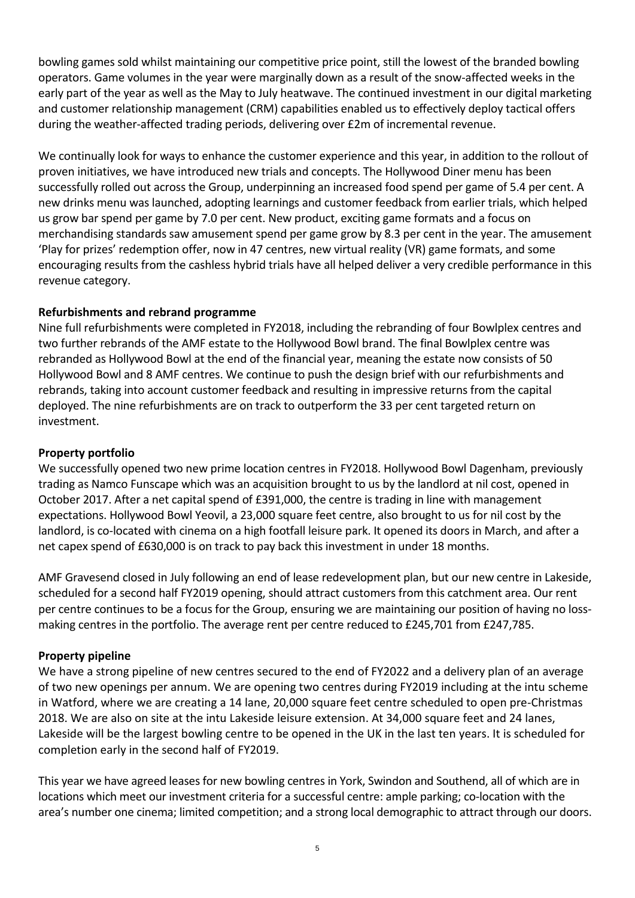bowling games sold whilst maintaining our competitive price point, still the lowest of the branded bowling operators. Game volumes in the year were marginally down as a result of the snow-affected weeks in the early part of the year as well as the May to July heatwave. The continued investment in our digital marketing and customer relationship management (CRM) capabilities enabled us to effectively deploy tactical offers during the weather-affected trading periods, delivering over £2m of incremental revenue.

We continually look for ways to enhance the customer experience and this year, in addition to the rollout of proven initiatives, we have introduced new trials and concepts. The Hollywood Diner menu has been successfully rolled out across the Group, underpinning an increased food spend per game of 5.4 per cent. A new drinks menu was launched, adopting learnings and customer feedback from earlier trials, which helped us grow bar spend per game by 7.0 per cent. New product, exciting game formats and a focus on merchandising standards saw amusement spend per game grow by 8.3 per cent in the year. The amusement 'Play for prizes' redemption offer, now in 47 centres, new virtual reality (VR) game formats, and some encouraging results from the cashless hybrid trials have all helped deliver a very credible performance in this revenue category.

**Refurbishments and rebrand programme**

Nine full refurbishments were completed in FY2018, including the rebranding of four Bowlplex centres and two further rebrands of the AMF estate to the Hollywood Bowl brand. The final Bowlplex centre was rebranded as Hollywood Bowl at the end of the financial year, meaning the estate now consists of 50 Hollywood Bowl and 8 AMF centres. We continue to push the design brief with our refurbishments and rebrands, taking into account customer feedback and resulting in impressive returns from the capital deployed. The nine refurbishments are on track to outperform the 33 per cent targeted return on investment.

**Property portfolio**

We successfully opened two new prime location centres in FY2018. Hollywood Bowl Dagenham, previously trading as Namco Funscape which was an acquisition brought to us by the landlord at nil cost, opened in October 2017. After a net capital spend of £391,000, the centre is trading in line with management expectations. Hollywood Bowl Yeovil, a 23,000 square feet centre, also brought to us for nil cost by the landlord, is co-located with cinema on a high footfall leisure park. It opened its doors in March, and after a net capex spend of £630,000 is on track to pay back this investment in under 18 months.

AMF Gravesend closed in July following an end of lease redevelopment plan, but our new centre in Lakeside, scheduled for a second half FY2019 opening, should attract customers from this catchment area. Our rent per centre continues to be a focus for the Group, ensuring we are maintaining our position of having no loss-making centres in the portfolio. The average rent per centre reduced to £245,701 from £247,785.

**Property pipeline**

We have a strong pipeline of new centres secured to the end of FY2022 and a delivery plan of an average of two new openings per annum. We are opening two centres during FY2019 including at the intu scheme in Watford, where we are creating a 14 lane, 20,000 square feet centre scheduled to open pre-Christmas 2018. We are also on site at the intu Lakeside leisure extension. At 34,000 square feet and 24 lanes, Lakeside will be the largest bowling centre to be opened in the UK in the last ten years. It is scheduled for completion early in the second half of FY2019.

This year we have agreed leases for new bowling centres in York, Swindon and Southend, all of which are in locations which meet our investment criteria for a successful centre: ample parking; co-location with the area's number one cinema; limited competition; and a strong local demographic to attract through our doors.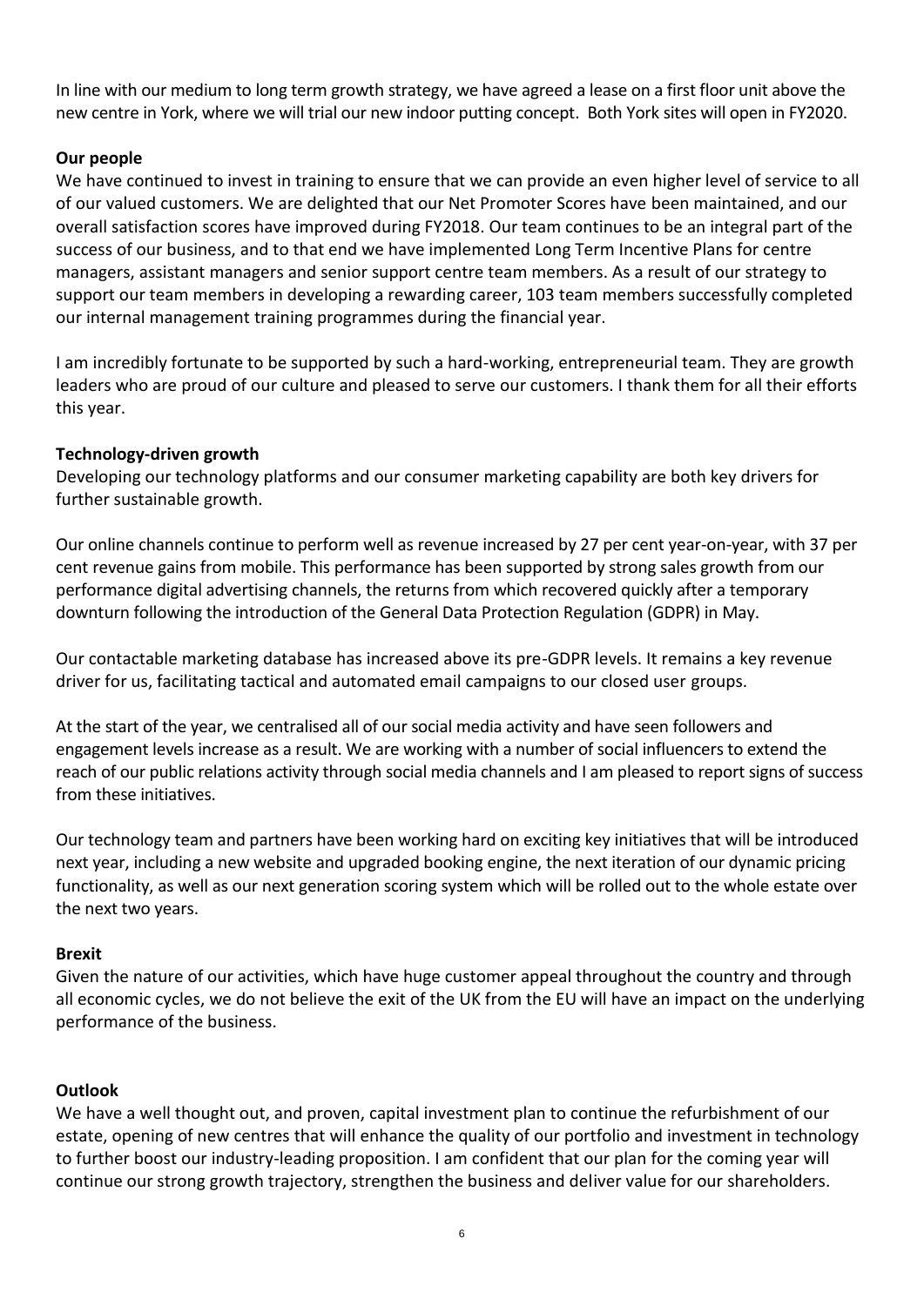In line with our medium to long term growth strategy, we have agreed a lease on a first floor unit above the new centre in York, where we will trial our new indoor putting concept. Both York sites will open in FY2020.

**Our people**

We have continued to invest in training to ensure that we can provide an even higher level of service to all of our valued customers. We are delighted that our Net Promoter Scores have been maintained, and our overall satisfaction scores have improved during FY2018. Our team continues to be an integral part of the success of our business, and to that end we have implemented Long Term Incentive Plans for centre managers, assistant managers and senior support centre team members. As a result of our strategy to support our team members in developing a rewarding career, 103 team members successfully completed our internal management training programmes during the financial year.

I am incredibly fortunate to be supported by such a hard-working, entrepreneurial team. They are growth leaders who are proud of our culture and pleased to serve our customers. I thank them for all their efforts this year.

**Technology-driven growth**

Developing our technology platforms and our consumer marketing capability are both key drivers for further sustainable growth.

Our online channels continue to perform well as revenue increased by 27 per cent year-on-year, with 37 per cent revenue gains from mobile. This performance has been supported by strong sales growth from our performance digital advertising channels, the returns from which recovered quickly after a temporary downturn following the introduction of the General Data Protection Regulation (GDPR) in May.

Our contactable marketing database has increased above its pre-GDPR levels. It remains a key revenue driver for us, facilitating tactical and automated email campaigns to our closed user groups.

At the start of the year, we centralised all of our social media activity and have seen followers and engagement levels increase as a result. We are working with a number of social influencers to extend the reach of our public relations activity through social media channels and I am pleased to report signs of success from these initiatives.

Our technology team and partners have been working hard on exciting key initiatives that will be introduced next year, including a new website and upgraded booking engine, the next iteration of our dynamic pricing functionality, as well as our next generation scoring system which will be rolled out to the whole estate over the next two years.

**Brexit**

Given the nature of our activities, which have huge customer appeal throughout the country and through all economic cycles, we do not believe the exit of the UK from the EU will have an impact on the underlying performance of the business.

**Outlook**

We have a well thought out, and proven, capital investment plan to continue the refurbishment of our estate, opening of new centres that will enhance the quality of our portfolio and investment in technology to further boost our industry-leading proposition. I am confident that our plan for the coming year will continue our strong growth trajectory, strengthen the business and deliver value for our shareholders.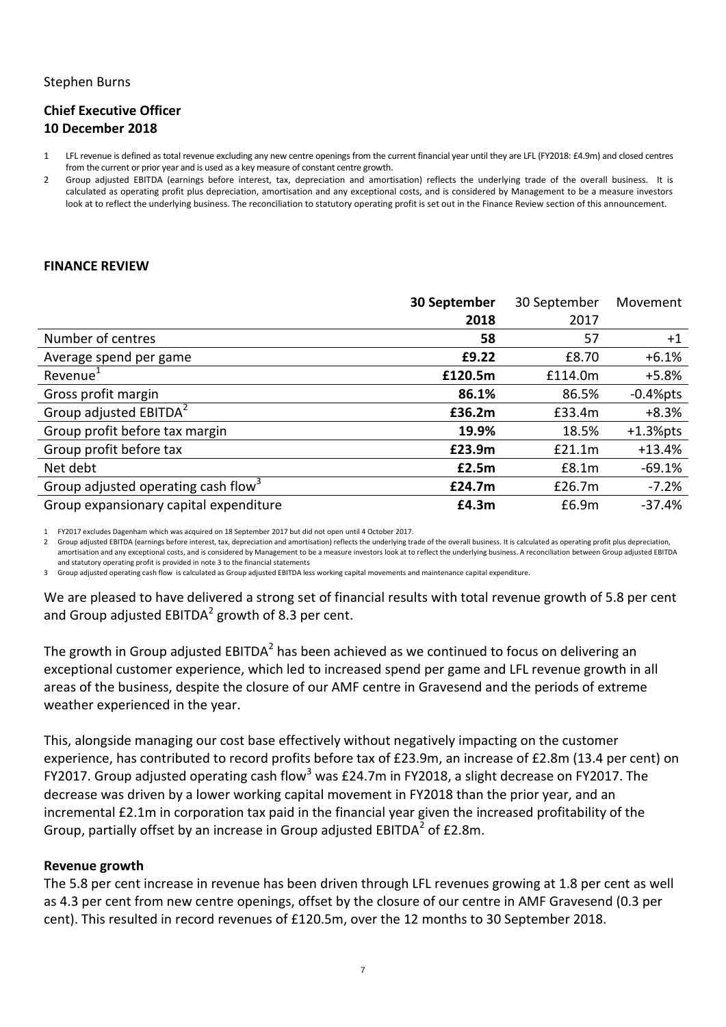Stephen Burns

**Chief Executive Officer**
**10 December 2018**

1 LFL revenue is defined as total revenue excluding any new centre openings from the current financial year until they are LFL (FY2018: £4.9m) and closed centres from the current or prior year and is used as a key measure of constant centre growth.

2 Group adjusted EBITDA (earnings before interest, tax, depreciation and amortisation) reflects the underlying trade of the overall business. It is calculated as operating profit plus depreciation, amortisation and any exceptional costs, and is considered by Management to be a measure investors look at to reflect the underlying business. The reconciliation to statutory operating profit is set out in the Finance Review section of this announcement.

## FINANCE REVIEW

| | **30 September 2018** | 30 September 2017 | Movement |
|---|---|---|---|
| Number of centres | **58** | 57 | +1 |
| Average spend per game | **£9.22** | £8.70 | +6.1% |
| Revenue[1] | **£120.5m** | £114.0m | +5.8% |
| Gross profit margin | **86.1%** | 86.5% | -0.4%pts |
| Group adjusted EBITDA[2] | **£36.2m** | £33.4m | +8.3% |
| Group profit before tax margin | **19.9%** | 18.5% | +1.3%pts |
| Group profit before tax | **£23.9m** | £21.1m | +13.4% |
| Net debt | **£2.5m** | £8.1m | -69.1% |
| Group adjusted operating cash flow[3] | **£24.7m** | £26.7m | -7.2% |
| Group expansionary capital expenditure | **£4.3m** | £6.9m | -37.4% |

1 FY2017 excludes Dagenham which was acquired on 18 September 2017 but did not open until 4 October 2017.

2 Group adjusted EBITDA (earnings before interest, tax, depreciation and amortisation) reflects the underlying trade of the overall business. It is calculated as operating profit plus depreciation, amortisation and any exceptional costs, and is considered by Management to be a measure investors look at to reflect the underlying business. A reconciliation between Group adjusted EBITDA and statutory operating profit is provided in note 3 to the financial statements

3 Group adjusted operating cash flow is calculated as Group adjusted EBITDA less working capital movements and maintenance capital expenditure.

We are pleased to have delivered a strong set of financial results with total revenue growth of 5.8 per cent and Group adjusted EBITDA[2] growth of 8.3 per cent.

The growth in Group adjusted EBITDA[2] has been achieved as we continued to focus on delivering an exceptional customer experience, which led to increased spend per game and LFL revenue growth in all areas of the business, despite the closure of our AMF centre in Gravesend and the periods of extreme weather experienced in the year.

This, alongside managing our cost base effectively without negatively impacting on the customer experience, has contributed to record profits before tax of £23.9m, an increase of £2.8m (13.4 per cent) on FY2017. Group adjusted operating cash flow[3] was £24.7m in FY2018, a slight decrease on FY2017. The decrease was driven by a lower working capital movement in FY2018 than the prior year, and an incremental £2.1m in corporation tax paid in the financial year given the increased profitability of the Group, partially offset by an increase in Group adjusted EBITDA[2] of £2.8m.

### Revenue growth

The 5.8 per cent increase in revenue has been driven through LFL revenues growing at 1.8 per cent as well as 4.3 per cent from new centre openings, offset by the closure of our centre in AMF Gravesend (0.3 per cent). This resulted in record revenues of £120.5m, over the 12 months to 30 September 2018.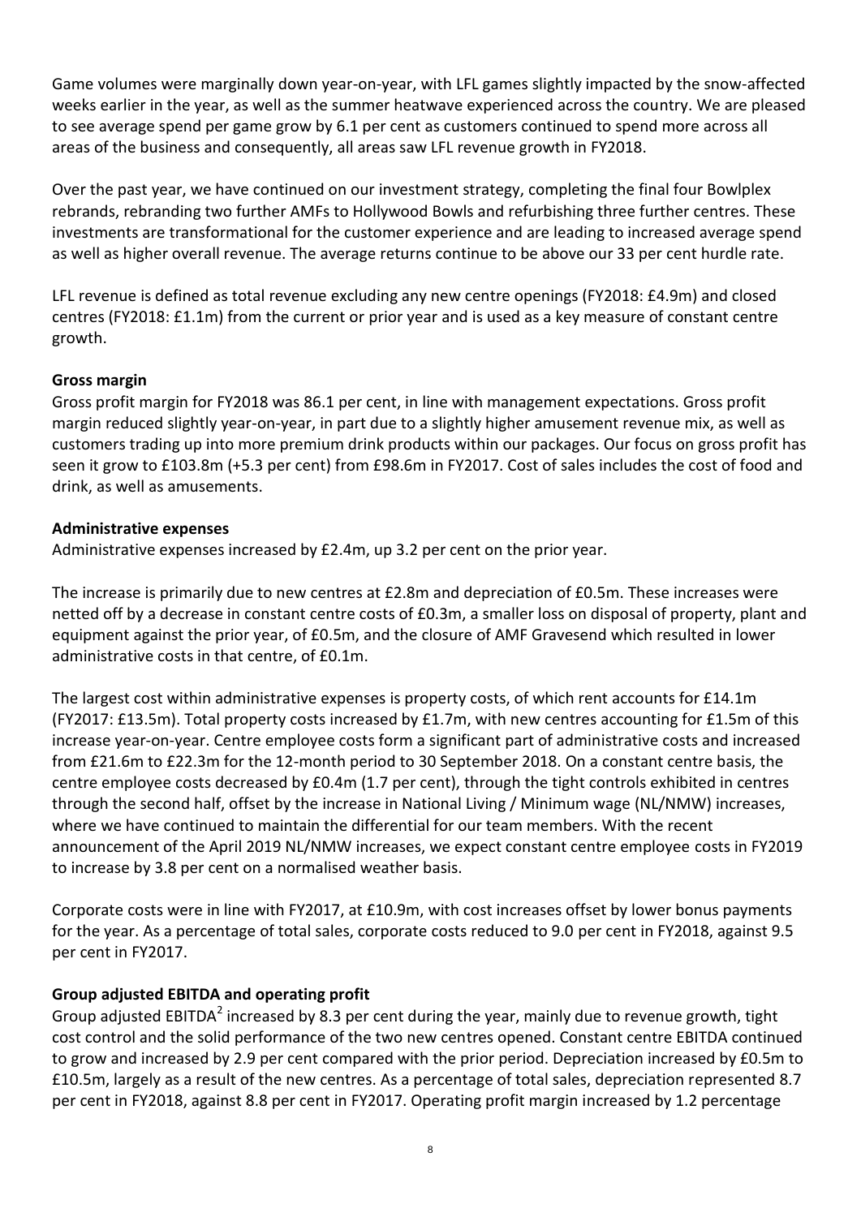Game volumes were marginally down year-on-year, with LFL games slightly impacted by the snow-affected weeks earlier in the year, as well as the summer heatwave experienced across the country. We are pleased to see average spend per game grow by 6.1 per cent as customers continued to spend more across all areas of the business and consequently, all areas saw LFL revenue growth in FY2018.

Over the past year, we have continued on our investment strategy, completing the final four Bowlplex rebrands, rebranding two further AMFs to Hollywood Bowls and refurbishing three further centres. These investments are transformational for the customer experience and are leading to increased average spend as well as higher overall revenue. The average returns continue to be above our 33 per cent hurdle rate.

LFL revenue is defined as total revenue excluding any new centre openings (FY2018: £4.9m) and closed centres (FY2018: £1.1m) from the current or prior year and is used as a key measure of constant centre growth.

**Gross margin**

Gross profit margin for FY2018 was 86.1 per cent, in line with management expectations. Gross profit margin reduced slightly year-on-year, in part due to a slightly higher amusement revenue mix, as well as customers trading up into more premium drink products within our packages. Our focus on gross profit has seen it grow to £103.8m (+5.3 per cent) from £98.6m in FY2017. Cost of sales includes the cost of food and drink, as well as amusements.

**Administrative expenses**

Administrative expenses increased by £2.4m, up 3.2 per cent on the prior year.

The increase is primarily due to new centres at £2.8m and depreciation of £0.5m. These increases were netted off by a decrease in constant centre costs of £0.3m, a smaller loss on disposal of property, plant and equipment against the prior year, of £0.5m, and the closure of AMF Gravesend which resulted in lower administrative costs in that centre, of £0.1m.

The largest cost within administrative expenses is property costs, of which rent accounts for £14.1m (FY2017: £13.5m). Total property costs increased by £1.7m, with new centres accounting for £1.5m of this increase year-on-year. Centre employee costs form a significant part of administrative costs and increased from £21.6m to £22.3m for the 12-month period to 30 September 2018. On a constant centre basis, the centre employee costs decreased by £0.4m (1.7 per cent), through the tight controls exhibited in centres through the second half, offset by the increase in National Living / Minimum wage (NL/NMW) increases, where we have continued to maintain the differential for our team members. With the recent announcement of the April 2019 NL/NMW increases, we expect constant centre employee costs in FY2019 to increase by 3.8 per cent on a normalised weather basis.

Corporate costs were in line with FY2017, at £10.9m, with cost increases offset by lower bonus payments for the year. As a percentage of total sales, corporate costs reduced to 9.0 per cent in FY2018, against 9.5 per cent in FY2017.

**Group adjusted EBITDA and operating profit**

Group adjusted EBITDA[2] increased by 8.3 per cent during the year, mainly due to revenue growth, tight cost control and the solid performance of the two new centres opened. Constant centre EBITDA continued to grow and increased by 2.9 per cent compared with the prior period. Depreciation increased by £0.5m to £10.5m, largely as a result of the new centres. As a percentage of total sales, depreciation represented 8.7 per cent in FY2018, against 8.8 per cent in FY2017. Operating profit margin increased by 1.2 percentage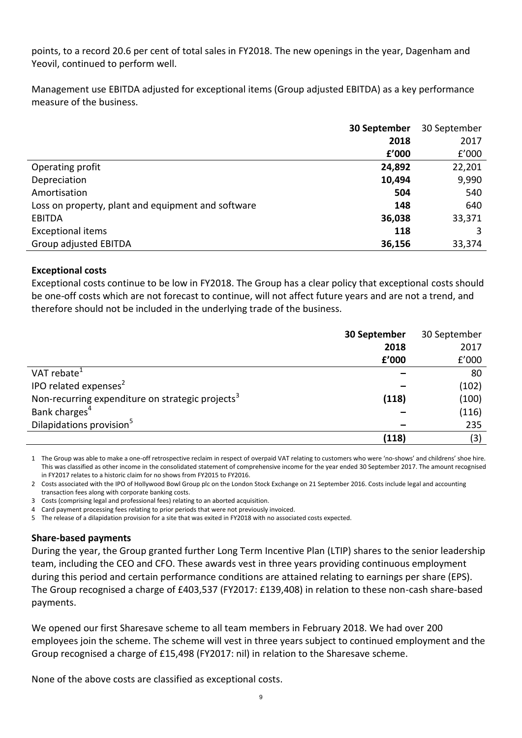points, to a record 20.6 per cent of total sales in FY2018. The new openings in the year, Dagenham and Yeovil, continued to perform well.

Management use EBITDA adjusted for exceptional items (Group adjusted EBITDA) as a key performance measure of the business.

| | **30 September 2018 £'000** | 30 September 2017 £'000 |
|---|---|---|
| Operating profit | **24,892** | 22,201 |
| Depreciation | **10,494** | 9,990 |
| Amortisation | **504** | 540 |
| Loss on property, plant and equipment and software | **148** | 640 |
| EBITDA | **36,038** | 33,371 |
| Exceptional items | **118** | 3 |
| Group adjusted EBITDA | **36,156** | 33,374 |

**Exceptional costs**

Exceptional costs continue to be low in FY2018. The Group has a clear policy that exceptional costs should be one-off costs which are not forecast to continue, will not affect future years and are not a trend, and therefore should not be included in the underlying trade of the business.

| | **30 September 2018 £'000** | 30 September 2017 £'000 |
|---|---|---|
| VAT rebate[1] | **–** | 80 |
| IPO related expenses[2] | **–** | (102) |
| Non-recurring expenditure on strategic projects[3] | **(118)** | (100) |
| Bank charges[4] | **–** | (116) |
| Dilapidations provision[5] | **–** | 235 |
| | **(118)** | (3) |

1 The Group was able to make a one-off retrospective reclaim in respect of overpaid VAT relating to customers who were 'no-shows' and childrens' shoe hire. This was classified as other income in the consolidated statement of comprehensive income for the year ended 30 September 2017. The amount recognised in FY2017 relates to a historic claim for no shows from FY2015 to FY2016.

2 Costs associated with the IPO of Hollywood Bowl Group plc on the London Stock Exchange on 21 September 2016. Costs include legal and accounting transaction fees along with corporate banking costs.

3 Costs (comprising legal and professional fees) relating to an aborted acquisition.

4 Card payment processing fees relating to prior periods that were not previously invoiced.

5 The release of a dilapidation provision for a site that was exited in FY2018 with no associated costs expected.

**Share-based payments**

During the year, the Group granted further Long Term Incentive Plan (LTIP) shares to the senior leadership team, including the CEO and CFO. These awards vest in three years providing continuous employment during this period and certain performance conditions are attained relating to earnings per share (EPS). The Group recognised a charge of £403,537 (FY2017: £139,408) in relation to these non-cash share-based payments.

We opened our first Sharesave scheme to all team members in February 2018. We had over 200 employees join the scheme. The scheme will vest in three years subject to continued employment and the Group recognised a charge of £15,498 (FY2017: nil) in relation to the Sharesave scheme.

None of the above costs are classified as exceptional costs.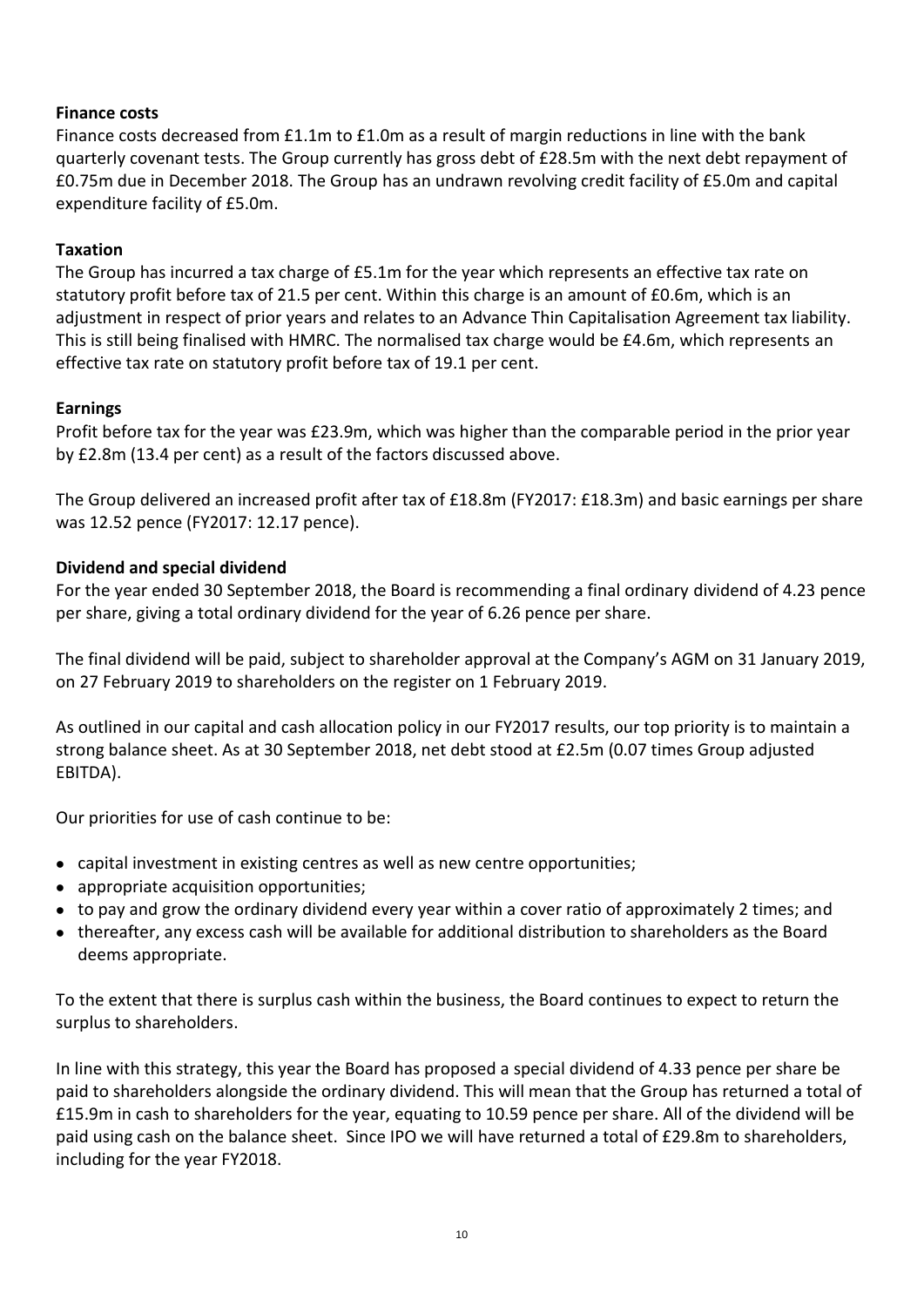**Finance costs**

Finance costs decreased from £1.1m to £1.0m as a result of margin reductions in line with the bank quarterly covenant tests. The Group currently has gross debt of £28.5m with the next debt repayment of £0.75m due in December 2018. The Group has an undrawn revolving credit facility of £5.0m and capital expenditure facility of £5.0m.

**Taxation**

The Group has incurred a tax charge of £5.1m for the year which represents an effective tax rate on statutory profit before tax of 21.5 per cent. Within this charge is an amount of £0.6m, which is an adjustment in respect of prior years and relates to an Advance Thin Capitalisation Agreement tax liability. This is still being finalised with HMRC. The normalised tax charge would be £4.6m, which represents an effective tax rate on statutory profit before tax of 19.1 per cent.

**Earnings**

Profit before tax for the year was £23.9m, which was higher than the comparable period in the prior year by £2.8m (13.4 per cent) as a result of the factors discussed above.

The Group delivered an increased profit after tax of £18.8m (FY2017: £18.3m) and basic earnings per share was 12.52 pence (FY2017: 12.17 pence).

**Dividend and special dividend**

For the year ended 30 September 2018, the Board is recommending a final ordinary dividend of 4.23 pence per share, giving a total ordinary dividend for the year of 6.26 pence per share.

The final dividend will be paid, subject to shareholder approval at the Company's AGM on 31 January 2019, on 27 February 2019 to shareholders on the register on 1 February 2019.

As outlined in our capital and cash allocation policy in our FY2017 results, our top priority is to maintain a strong balance sheet. As at 30 September 2018, net debt stood at £2.5m (0.07 times Group adjusted EBITDA).

Our priorities for use of cash continue to be:

- capital investment in existing centres as well as new centre opportunities;
- appropriate acquisition opportunities;
- to pay and grow the ordinary dividend every year within a cover ratio of approximately 2 times; and
- thereafter, any excess cash will be available for additional distribution to shareholders as the Board deems appropriate.

To the extent that there is surplus cash within the business, the Board continues to expect to return the surplus to shareholders.

In line with this strategy, this year the Board has proposed a special dividend of 4.33 pence per share be paid to shareholders alongside the ordinary dividend. This will mean that the Group has returned a total of £15.9m in cash to shareholders for the year, equating to 10.59 pence per share. All of the dividend will be paid using cash on the balance sheet. Since IPO we will have returned a total of £29.8m to shareholders, including for the year FY2018.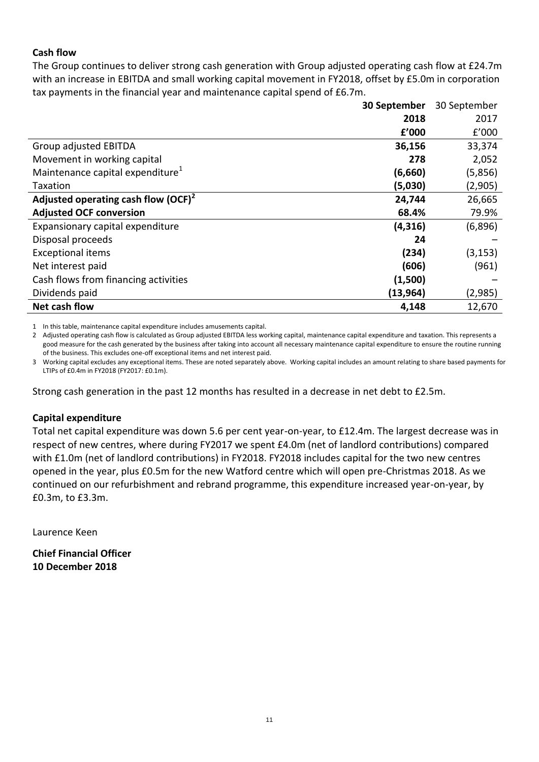**Cash flow**

The Group continues to deliver strong cash generation with Group adjusted operating cash flow at £24.7m with an increase in EBITDA and small working capital movement in FY2018, offset by £5.0m in corporation tax payments in the financial year and maintenance capital spend of £6.7m.

| | **30 September 2018 £'000** | 30 September 2017 £'000 |
|---|---|---|
| Group adjusted EBITDA | **36,156** | 33,374 |
| Movement in working capital | **278** | 2,052 |
| Maintenance capital expenditure[1] | **(6,660)** | (5,856) |
| Taxation | **(5,030)** | (2,905) |
| **Adjusted operating cash flow (OCF)[2]** | **24,744** | 26,665 |
| **Adjusted OCF conversion** | **68.4%** | 79.9% |
| Expansionary capital expenditure | **(4,316)** | (6,896) |
| Disposal proceeds | **24** | – |
| Exceptional items | **(234)** | (3,153) |
| Net interest paid | **(606)** | (961) |
| Cash flows from financing activities | **(1,500)** | – |
| Dividends paid | **(13,964)** | (2,985) |
| **Net cash flow** | **4,148** | 12,670 |

1 In this table, maintenance capital expenditure includes amusements capital.

2 Adjusted operating cash flow is calculated as Group adjusted EBITDA less working capital, maintenance capital expenditure and taxation. This represents a good measure for the cash generated by the business after taking into account all necessary maintenance capital expenditure to ensure the routine running of the business. This excludes one-off exceptional items and net interest paid.

3 Working capital excludes any exceptional items. These are noted separately above. Working capital includes an amount relating to share based payments for LTIPs of £0.4m in FY2018 (FY2017: £0.1m).

Strong cash generation in the past 12 months has resulted in a decrease in net debt to £2.5m.

**Capital expenditure**

Total net capital expenditure was down 5.6 per cent year-on-year, to £12.4m. The largest decrease was in respect of new centres, where during FY2017 we spent £4.0m (net of landlord contributions) compared with £1.0m (net of landlord contributions) in FY2018. FY2018 includes capital for the two new centres opened in the year, plus £0.5m for the new Watford centre which will open pre-Christmas 2018. As we continued on our refurbishment and rebrand programme, this expenditure increased year-on-year, by £0.3m, to £3.3m.

Laurence Keen

**Chief Financial Officer**
**10 December 2018**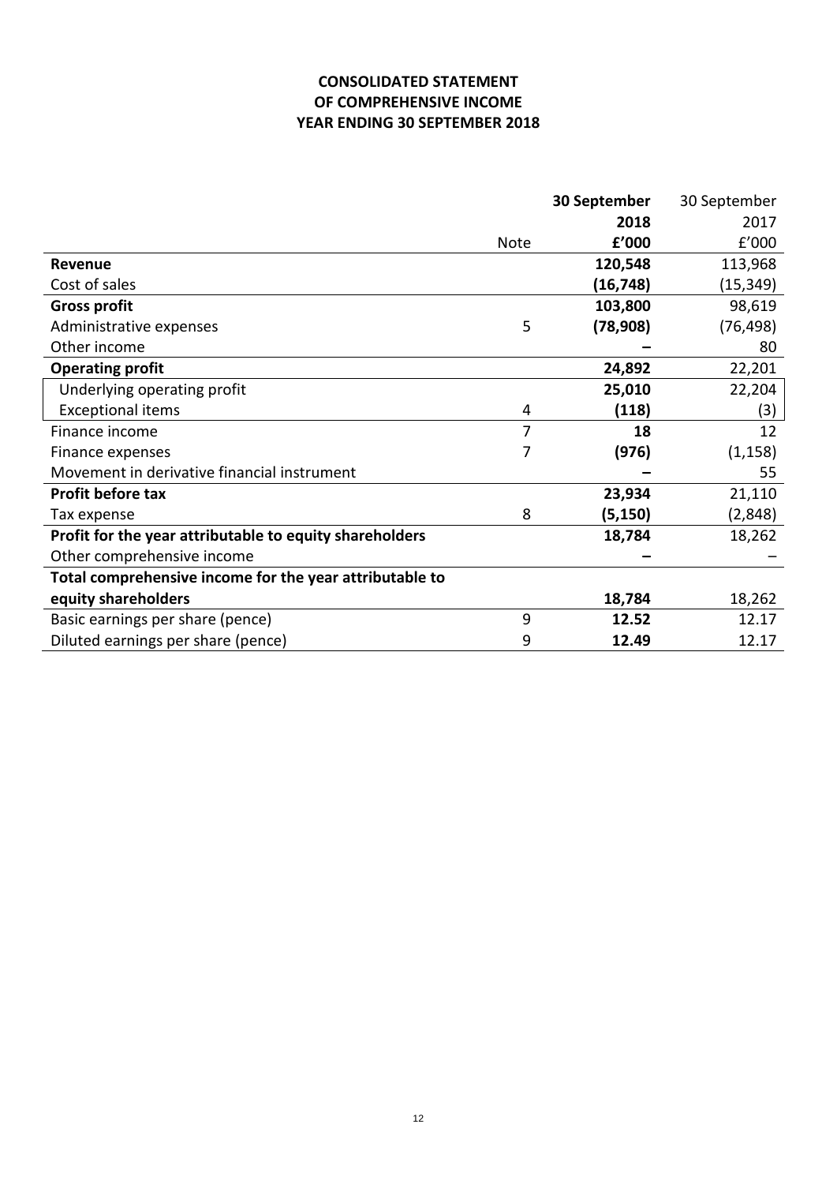# CONSOLIDATED STATEMENT OF COMPREHENSIVE INCOME YEAR ENDING 30 SEPTEMBER 2018

| | Note | **30 September 2018 £'000** | 30 September 2017 £'000 |
|---|---|---|---|
| **Revenue** | | **120,548** | 113,968 |
| Cost of sales | | **(16,748)** | (15,349) |
| **Gross profit** | | **103,800** | 98,619 |
| Administrative expenses | 5 | **(78,908)** | (76,498) |
| Other income | | **–** | 80 |
| **Operating profit** | | **24,892** | 22,201 |
| Underlying operating profit | | **25,010** | 22,204 |
| Exceptional items | 4 | **(118)** | (3) |
| Finance income | 7 | **18** | 12 |
| Finance expenses | 7 | **(976)** | (1,158) |
| Movement in derivative financial instrument | | **–** | 55 |
| **Profit before tax** | | **23,934** | 21,110 |
| Tax expense | 8 | **(5,150)** | (2,848) |
| **Profit for the year attributable to equity shareholders** | | **18,784** | 18,262 |
| Other comprehensive income | | **–** | – |
| **Total comprehensive income for the year attributable to equity shareholders** | | **18,784** | 18,262 |
| Basic earnings per share (pence) | 9 | **12.52** | 12.17 |
| Diluted earnings per share (pence) | 9 | **12.49** | 12.17 |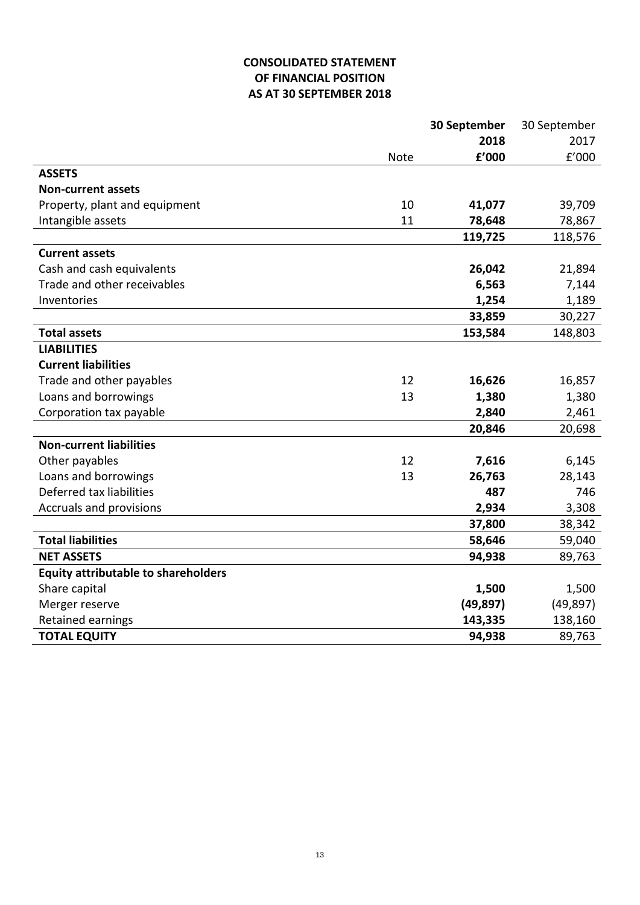# CONSOLIDATED STATEMENT OF FINANCIAL POSITION AS AT 30 SEPTEMBER 2018

| | Note | **30 September 2018 £'000** | 30 September 2017 £'000 |
|---|---|---|---|
| **ASSETS** | | | |
| **Non-current assets** | | | |
| Property, plant and equipment | 10 | **41,077** | 39,709 |
| Intangible assets | 11 | **78,648** | 78,867 |
| | | **119,725** | 118,576 |
| **Current assets** | | | |
| Cash and cash equivalents | | **26,042** | 21,894 |
| Trade and other receivables | | **6,563** | 7,144 |
| Inventories | | **1,254** | 1,189 |
| | | **33,859** | 30,227 |
| **Total assets** | | **153,584** | 148,803 |
| **LIABILITIES** | | | |
| **Current liabilities** | | | |
| Trade and other payables | 12 | **16,626** | 16,857 |
| Loans and borrowings | 13 | **1,380** | 1,380 |
| Corporation tax payable | | **2,840** | 2,461 |
| | | **20,846** | 20,698 |
| **Non-current liabilities** | | | |
| Other payables | 12 | **7,616** | 6,145 |
| Loans and borrowings | 13 | **26,763** | 28,143 |
| Deferred tax liabilities | | **487** | 746 |
| Accruals and provisions | | **2,934** | 3,308 |
| | | **37,800** | 38,342 |
| **Total liabilities** | | **58,646** | 59,040 |
| **NET ASSETS** | | **94,938** | 89,763 |
| **Equity attributable to shareholders** | | | |
| Share capital | | **1,500** | 1,500 |
| Merger reserve | | **(49,897)** | (49,897) |
| Retained earnings | | **143,335** | 138,160 |
| **TOTAL EQUITY** | | **94,938** | 89,763 |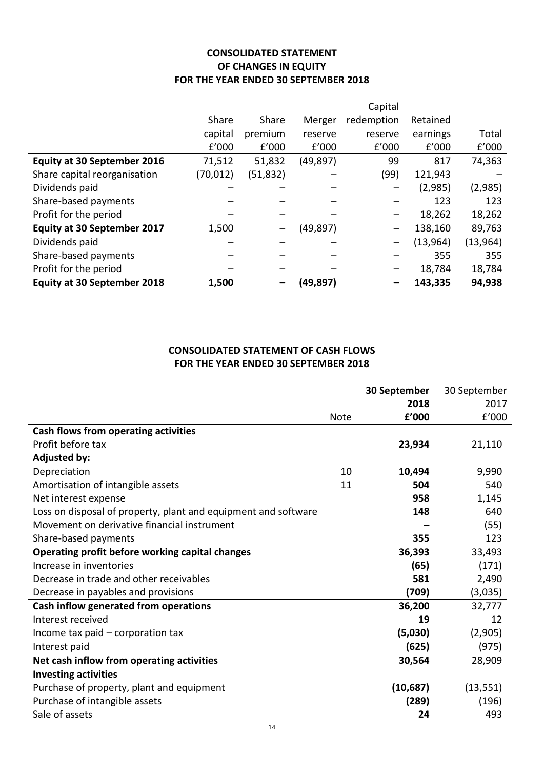## CONSOLIDATED STATEMENT OF CHANGES IN EQUITY FOR THE YEAR ENDED 30 SEPTEMBER 2018

| | Share capital £'000 | Share premium £'000 | Merger reserve £'000 | Capital redemption reserve £'000 | Retained earnings £'000 | Total £'000 |
|---|---|---|---|---|---|---|
| **Equity at 30 September 2016** | 71,512 | 51,832 | (49,897) | 99 | 817 | 74,363 |
| Share capital reorganisation | (70,012) | (51,832) | – | (99) | 121,943 | – |
| Dividends paid | – | – | – | – | (2,985) | (2,985) |
| Share-based payments | – | – | – | – | 123 | 123 |
| Profit for the period | – | – | – | – | 18,262 | 18,262 |
| **Equity at 30 September 2017** | 1,500 | – | (49,897) | – | 138,160 | 89,763 |
| Dividends paid | – | – | – | – | (13,964) | (13,964) |
| Share-based payments | – | – | – | – | 355 | 355 |
| Profit for the period | – | – | – | – | 18,784 | 18,784 |
| **Equity at 30 September 2018** | **1,500** | **–** | **(49,897)** | **–** | **143,335** | **94,938** |

## CONSOLIDATED STATEMENT OF CASH FLOWS FOR THE YEAR ENDED 30 SEPTEMBER 2018

| | Note | **30 September 2018 £'000** | 30 September 2017 £'000 |
|---|---|---|---|
| **Cash flows from operating activities** | | | |
| Profit before tax | | **23,934** | 21,110 |
| **Adjusted by:** | | | |
| Depreciation | 10 | **10,494** | 9,990 |
| Amortisation of intangible assets | 11 | **504** | 540 |
| Net interest expense | | **958** | 1,145 |
| Loss on disposal of property, plant and equipment and software | | **148** | 640 |
| Movement on derivative financial instrument | | **–** | (55) |
| Share-based payments | | **355** | 123 |
| **Operating profit before working capital changes** | | **36,393** | 33,493 |
| Increase in inventories | | **(65)** | (171) |
| Decrease in trade and other receivables | | **581** | 2,490 |
| Decrease in payables and provisions | | **(709)** | (3,035) |
| **Cash inflow generated from operations** | | **36,200** | 32,777 |
| Interest received | | **19** | 12 |
| Income tax paid – corporation tax | | **(5,030)** | (2,905) |
| Interest paid | | **(625)** | (975) |
| **Net cash inflow from operating activities** | | **30,564** | 28,909 |
| **Investing activities** | | | |
| Purchase of property, plant and equipment | | **(10,687)** | (13,551) |
| Purchase of intangible assets | | **(289)** | (196) |
| Sale of assets | | **24** | 493 |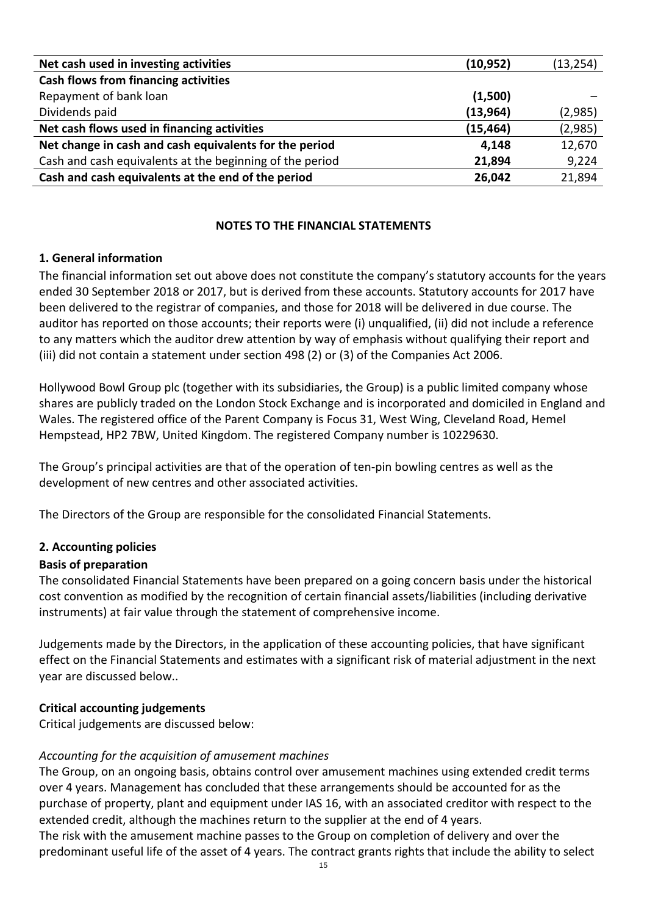| | | |
|---|---|---|
| **Net cash used in investing activities** | **(10,952)** | (13,254) |
| **Cash flows from financing activities** | | |
| Repayment of bank loan | **(1,500)** | – |
| Dividends paid | **(13,964)** | (2,985) |
| **Net cash flows used in financing activities** | **(15,464)** | (2,985) |
| **Net change in cash and cash equivalents for the period** | **4,148** | 12,670 |
| Cash and cash equivalents at the beginning of the period | **21,894** | 9,224 |
| **Cash and cash equivalents at the end of the period** | **26,042** | 21,894 |

## NOTES TO THE FINANCIAL STATEMENTS

### 1. General information

The financial information set out above does not constitute the company's statutory accounts for the years ended 30 September 2018 or 2017, but is derived from these accounts. Statutory accounts for 2017 have been delivered to the registrar of companies, and those for 2018 will be delivered in due course. The auditor has reported on those accounts; their reports were (i) unqualified, (ii) did not include a reference to any matters which the auditor drew attention by way of emphasis without qualifying their report and (iii) did not contain a statement under section 498 (2) or (3) of the Companies Act 2006.

Hollywood Bowl Group plc (together with its subsidiaries, the Group) is a public limited company whose shares are publicly traded on the London Stock Exchange and is incorporated and domiciled in England and Wales. The registered office of the Parent Company is Focus 31, West Wing, Cleveland Road, Hemel Hempstead, HP2 7BW, United Kingdom. The registered Company number is 10229630.

The Group's principal activities are that of the operation of ten-pin bowling centres as well as the development of new centres and other associated activities.

The Directors of the Group are responsible for the consolidated Financial Statements.

### 2. Accounting policies

**Basis of preparation**

The consolidated Financial Statements have been prepared on a going concern basis under the historical cost convention as modified by the recognition of certain financial assets/liabilities (including derivative instruments) at fair value through the statement of comprehensive income.

Judgements made by the Directors, in the application of these accounting policies, that have significant effect on the Financial Statements and estimates with a significant risk of material adjustment in the next year are discussed below..

**Critical accounting judgements**

Critical judgements are discussed below:

*Accounting for the acquisition of amusement machines*

The Group, on an ongoing basis, obtains control over amusement machines using extended credit terms over 4 years. Management has concluded that these arrangements should be accounted for as the purchase of property, plant and equipment under IAS 16, with an associated creditor with respect to the extended credit, although the machines return to the supplier at the end of 4 years.

The risk with the amusement machine passes to the Group on completion of delivery and over the predominant useful life of the asset of 4 years. The contract grants rights that include the ability to select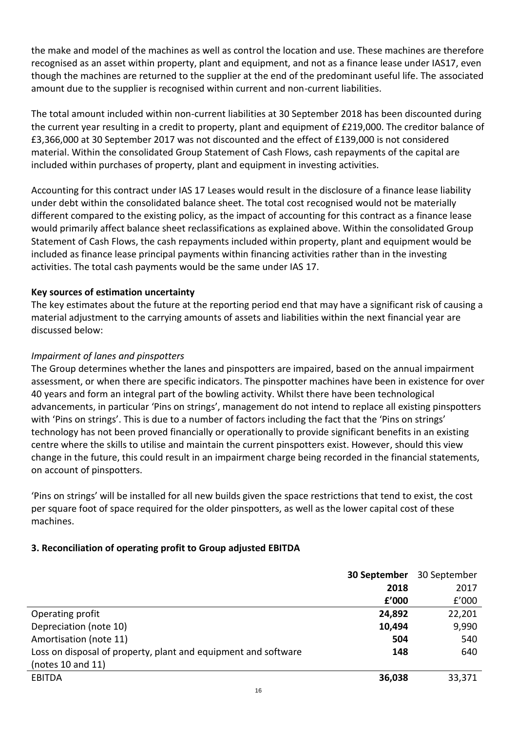the make and model of the machines as well as control the location and use. These machines are therefore recognised as an asset within property, plant and equipment, and not as a finance lease under IAS17, even though the machines are returned to the supplier at the end of the predominant useful life. The associated amount due to the supplier is recognised within current and non-current liabilities.

The total amount included within non-current liabilities at 30 September 2018 has been discounted during the current year resulting in a credit to property, plant and equipment of £219,000. The creditor balance of £3,366,000 at 30 September 2017 was not discounted and the effect of £139,000 is not considered material. Within the consolidated Group Statement of Cash Flows, cash repayments of the capital are included within purchases of property, plant and equipment in investing activities.

Accounting for this contract under IAS 17 Leases would result in the disclosure of a finance lease liability under debt within the consolidated balance sheet. The total cost recognised would not be materially different compared to the existing policy, as the impact of accounting for this contract as a finance lease would primarily affect balance sheet reclassifications as explained above. Within the consolidated Group Statement of Cash Flows, the cash repayments included within property, plant and equipment would be included as finance lease principal payments within financing activities rather than in the investing activities. The total cash payments would be the same under IAS 17.

**Key sources of estimation uncertainty**

The key estimates about the future at the reporting period end that may have a significant risk of causing a material adjustment to the carrying amounts of assets and liabilities within the next financial year are discussed below:

*Impairment of lanes and pinspotters*

The Group determines whether the lanes and pinspotters are impaired, based on the annual impairment assessment, or when there are specific indicators. The pinspotter machines have been in existence for over 40 years and form an integral part of the bowling activity. Whilst there have been technological advancements, in particular 'Pins on strings', management do not intend to replace all existing pinspotters with 'Pins on strings'. This is due to a number of factors including the fact that the 'Pins on strings' technology has not been proved financially or operationally to provide significant benefits in an existing centre where the skills to utilise and maintain the current pinspotters exist. However, should this view change in the future, this could result in an impairment charge being recorded in the financial statements, on account of pinspotters.

'Pins on strings' will be installed for all new builds given the space restrictions that tend to exist, the cost per square foot of space required for the older pinspotters, as well as the lower capital cost of these machines.

## 3. Reconciliation of operating profit to Group adjusted EBITDA

| | **30 September 2018 £'000** | 30 September 2017 £'000 |
|---|---|---|
| Operating profit | **24,892** | 22,201 |
| Depreciation (note 10) | **10,494** | 9,990 |
| Amortisation (note 11) | **504** | 540 |
| Loss on disposal of property, plant and equipment and software (notes 10 and 11) | **148** | 640 |
| EBITDA | **36,038** | 33,371 |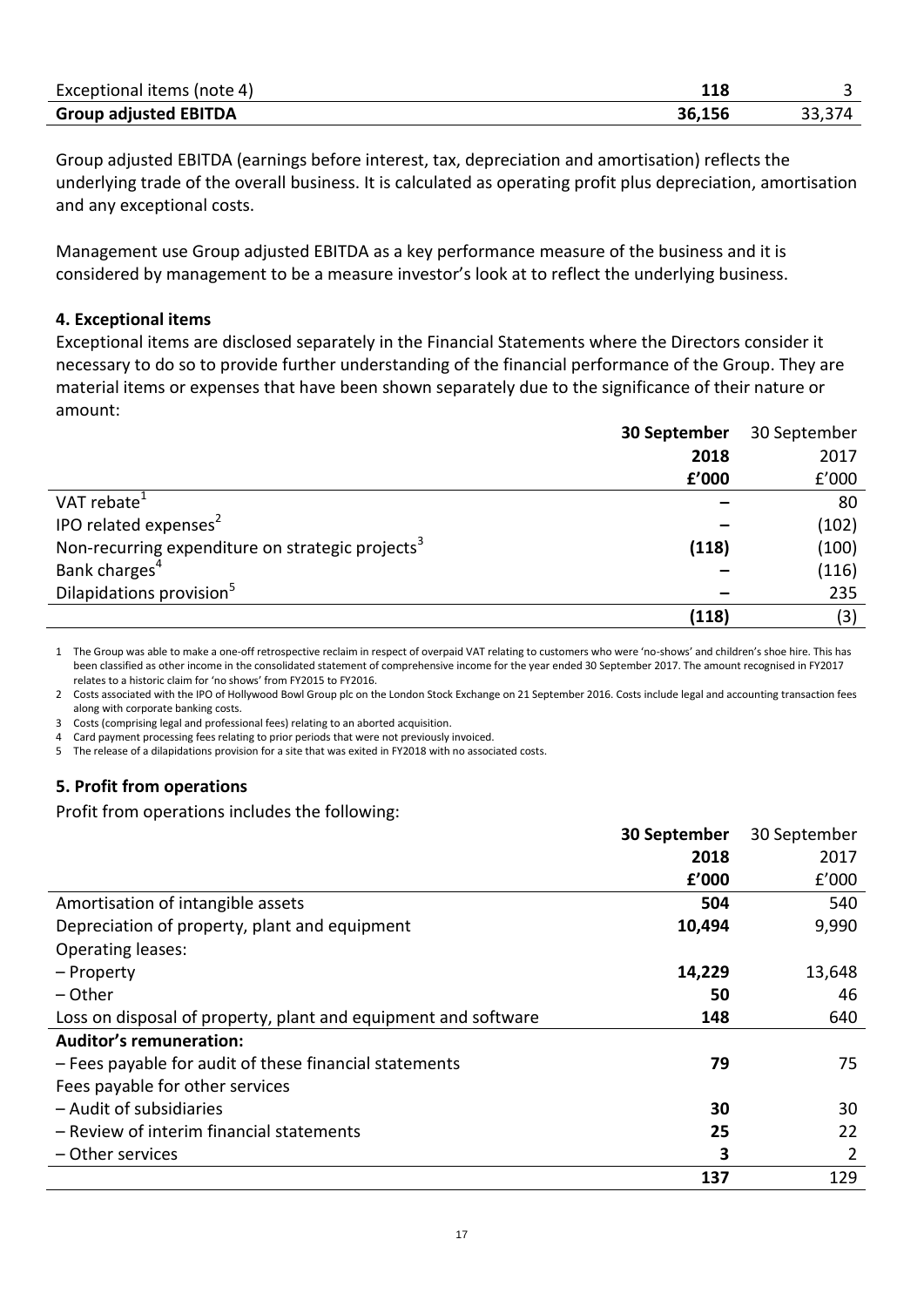| | | |
|---|---|---|
| Exceptional items (note 4) | **118** | 3 |
| **Group adjusted EBITDA** | **36,156** | 33,374 |

Group adjusted EBITDA (earnings before interest, tax, depreciation and amortisation) reflects the underlying trade of the overall business. It is calculated as operating profit plus depreciation, amortisation and any exceptional costs.

Management use Group adjusted EBITDA as a key performance measure of the business and it is considered by management to be a measure investor's look at to reflect the underlying business.

### 4. Exceptional items

Exceptional items are disclosed separately in the Financial Statements where the Directors consider it necessary to do so to provide further understanding of the financial performance of the Group. They are material items or expenses that have been shown separately due to the significance of their nature or amount:

| | **30 September 2018 £'000** | 30 September 2017 £'000 |
|---|---|---|
| VAT rebate[1] | **–** | 80 |
| IPO related expenses[2] | **–** | (102) |
| Non-recurring expenditure on strategic projects[3] | **(118)** | (100) |
| Bank charges[4] | **–** | (116) |
| Dilapidations provision[5] | **–** | 235 |
| | **(118)** | (3) |

1 The Group was able to make a one-off retrospective reclaim in respect of overpaid VAT relating to customers who were 'no-shows' and children's shoe hire. This has been classified as other income in the consolidated statement of comprehensive income for the year ended 30 September 2017. The amount recognised in FY2017 relates to a historic claim for 'no shows' from FY2015 to FY2016.

2 Costs associated with the IPO of Hollywood Bowl Group plc on the London Stock Exchange on 21 September 2016. Costs include legal and accounting transaction fees along with corporate banking costs.

3 Costs (comprising legal and professional fees) relating to an aborted acquisition.

4 Card payment processing fees relating to prior periods that were not previously invoiced.

5 The release of a dilapidations provision for a site that was exited in FY2018 with no associated costs.

### 5. Profit from operations

Profit from operations includes the following:

| | **30 September 2018 £'000** | 30 September 2017 £'000 |
|---|---|---|
| Amortisation of intangible assets | **504** | 540 |
| Depreciation of property, plant and equipment | **10,494** | 9,990 |
| Operating leases: | | |
| – Property | **14,229** | 13,648 |
| – Other | **50** | 46 |
| Loss on disposal of property, plant and equipment and software | **148** | 640 |
| **Auditor's remuneration:** | | |
| – Fees payable for audit of these financial statements | **79** | 75 |
| Fees payable for other services | | |
| – Audit of subsidiaries | **30** | 30 |
| – Review of interim financial statements | **25** | 22 |
| – Other services | **3** | 2 |
| | **137** | 129 |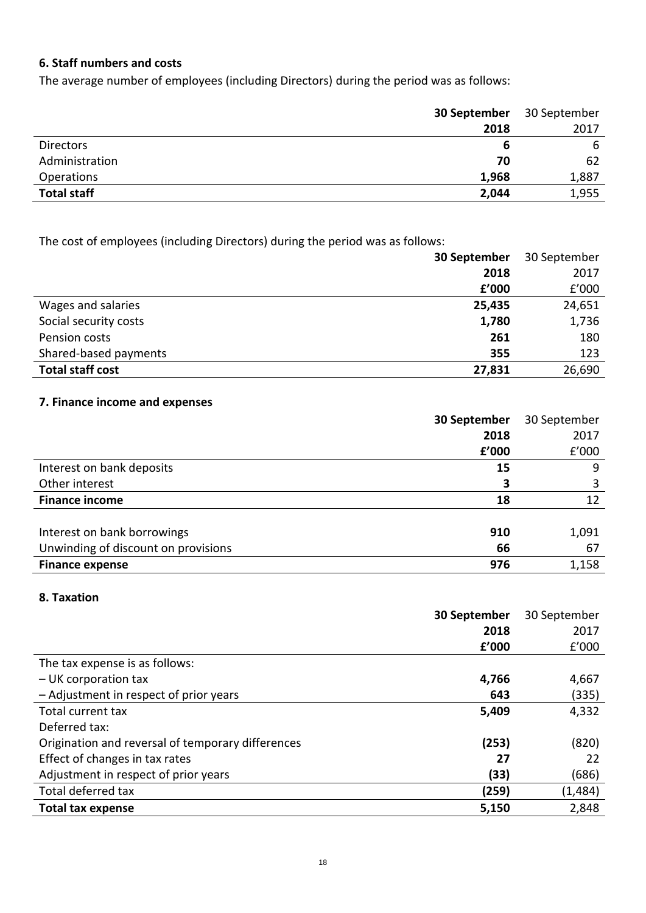### 6. Staff numbers and costs

The average number of employees (including Directors) during the period was as follows:

| | **30 September 2018** | 30 September 2017 |
|---|---|---|
| Directors | **6** | 6 |
| Administration | **70** | 62 |
| Operations | **1,968** | 1,887 |
| **Total staff** | **2,044** | 1,955 |

The cost of employees (including Directors) during the period was as follows:

| | **30 September 2018 £'000** | 30 September 2017 £'000 |
|---|---|---|
| Wages and salaries | **25,435** | 24,651 |
| Social security costs | **1,780** | 1,736 |
| Pension costs | **261** | 180 |
| Shared-based payments | **355** | 123 |
| **Total staff cost** | **27,831** | 26,690 |

### 7. Finance income and expenses

| | **30 September 2018 £'000** | 30 September 2017 £'000 |
|---|---|---|
| Interest on bank deposits | **15** | 9 |
| Other interest | **3** | 3 |
| **Finance income** | **18** | 12 |
| | | |
| Interest on bank borrowings | **910** | 1,091 |
| Unwinding of discount on provisions | **66** | 67 |
| **Finance expense** | **976** | 1,158 |

### 8. Taxation

| | **30 September 2018 £'000** | 30 September 2017 £'000 |
|---|---|---|
| The tax expense is as follows: | | |
| – UK corporation tax | **4,766** | 4,667 |
| – Adjustment in respect of prior years | **643** | (335) |
| Total current tax | **5,409** | 4,332 |
| Deferred tax: | | |
| Origination and reversal of temporary differences | **(253)** | (820) |
| Effect of changes in tax rates | **27** | 22 |
| Adjustment in respect of prior years | **(33)** | (686) |
| Total deferred tax | **(259)** | (1,484) |
| **Total tax expense** | **5,150** | 2,848 |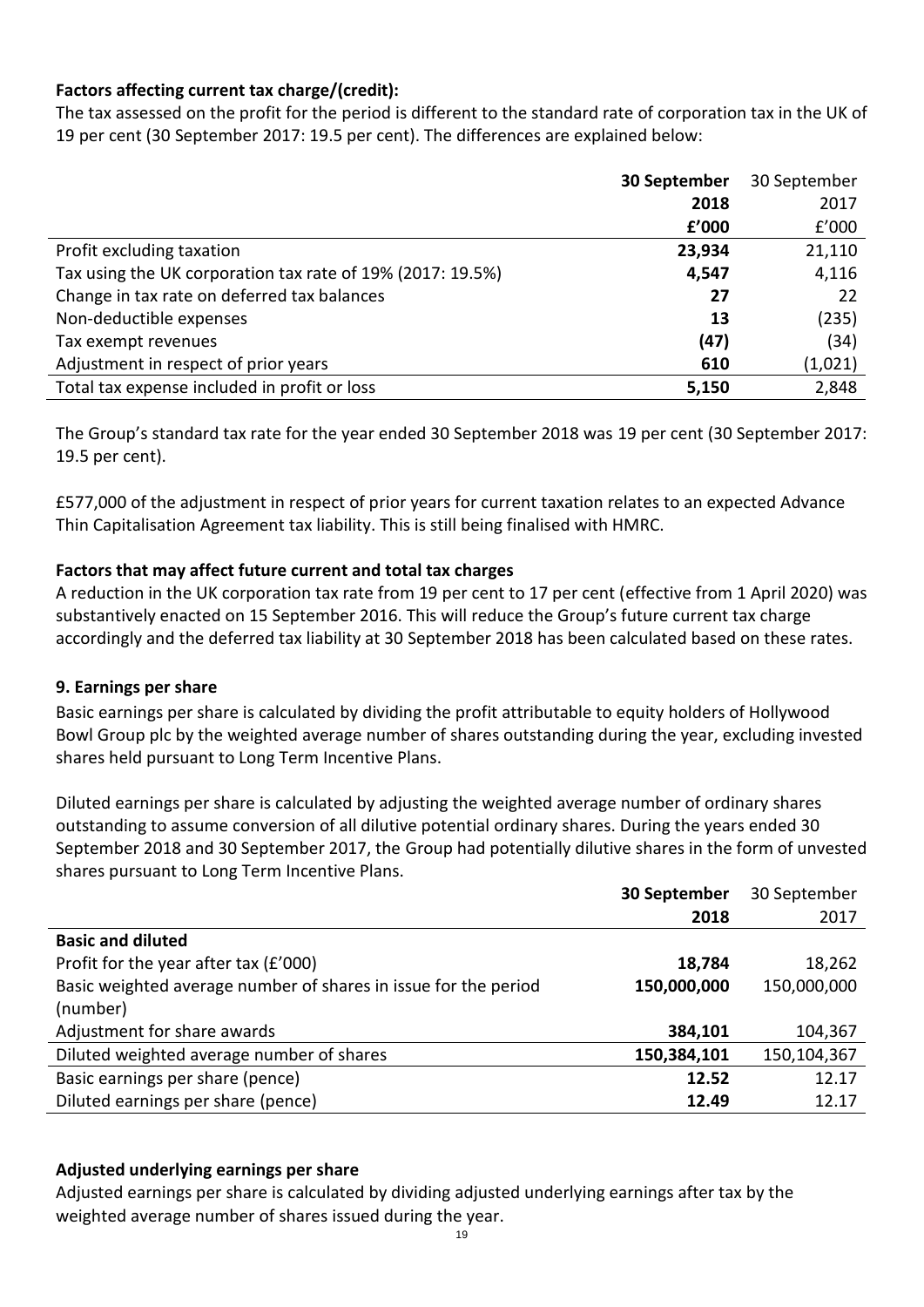**Factors affecting current tax charge/(credit):**

The tax assessed on the profit for the period is different to the standard rate of corporation tax in the UK of 19 per cent (30 September 2017: 19.5 per cent). The differences are explained below:

| | **30 September 2018 £'000** | 30 September 2017 £'000 |
|---|---|---|
| Profit excluding taxation | **23,934** | 21,110 |
| Tax using the UK corporation tax rate of 19% (2017: 19.5%) | **4,547** | 4,116 |
| Change in tax rate on deferred tax balances | **27** | 22 |
| Non-deductible expenses | **13** | (235) |
| Tax exempt revenues | **(47)** | (34) |
| Adjustment in respect of prior years | **610** | (1,021) |
| Total tax expense included in profit or loss | **5,150** | 2,848 |

The Group's standard tax rate for the year ended 30 September 2018 was 19 per cent (30 September 2017: 19.5 per cent).

£577,000 of the adjustment in respect of prior years for current taxation relates to an expected Advance Thin Capitalisation Agreement tax liability. This is still being finalised with HMRC.

**Factors that may affect future current and total tax charges**

A reduction in the UK corporation tax rate from 19 per cent to 17 per cent (effective from 1 April 2020) was substantively enacted on 15 September 2016. This will reduce the Group's future current tax charge accordingly and the deferred tax liability at 30 September 2018 has been calculated based on these rates.

**9. Earnings per share**

Basic earnings per share is calculated by dividing the profit attributable to equity holders of Hollywood Bowl Group plc by the weighted average number of shares outstanding during the year, excluding invested shares held pursuant to Long Term Incentive Plans.

Diluted earnings per share is calculated by adjusting the weighted average number of ordinary shares outstanding to assume conversion of all dilutive potential ordinary shares. During the years ended 30 September 2018 and 30 September 2017, the Group had potentially dilutive shares in the form of unvested shares pursuant to Long Term Incentive Plans.

| | **30 September 2018** | 30 September 2017 |
|---|---|---|
| **Basic and diluted** | | |
| Profit for the year after tax (£'000) | **18,784** | 18,262 |
| Basic weighted average number of shares in issue for the period (number) | **150,000,000** | 150,000,000 |
| Adjustment for share awards | **384,101** | 104,367 |
| Diluted weighted average number of shares | **150,384,101** | 150,104,367 |
| Basic earnings per share (pence) | **12.52** | 12.17 |
| Diluted earnings per share (pence) | **12.49** | 12.17 |

**Adjusted underlying earnings per share**

Adjusted earnings per share is calculated by dividing adjusted underlying earnings after tax by the weighted average number of shares issued during the year.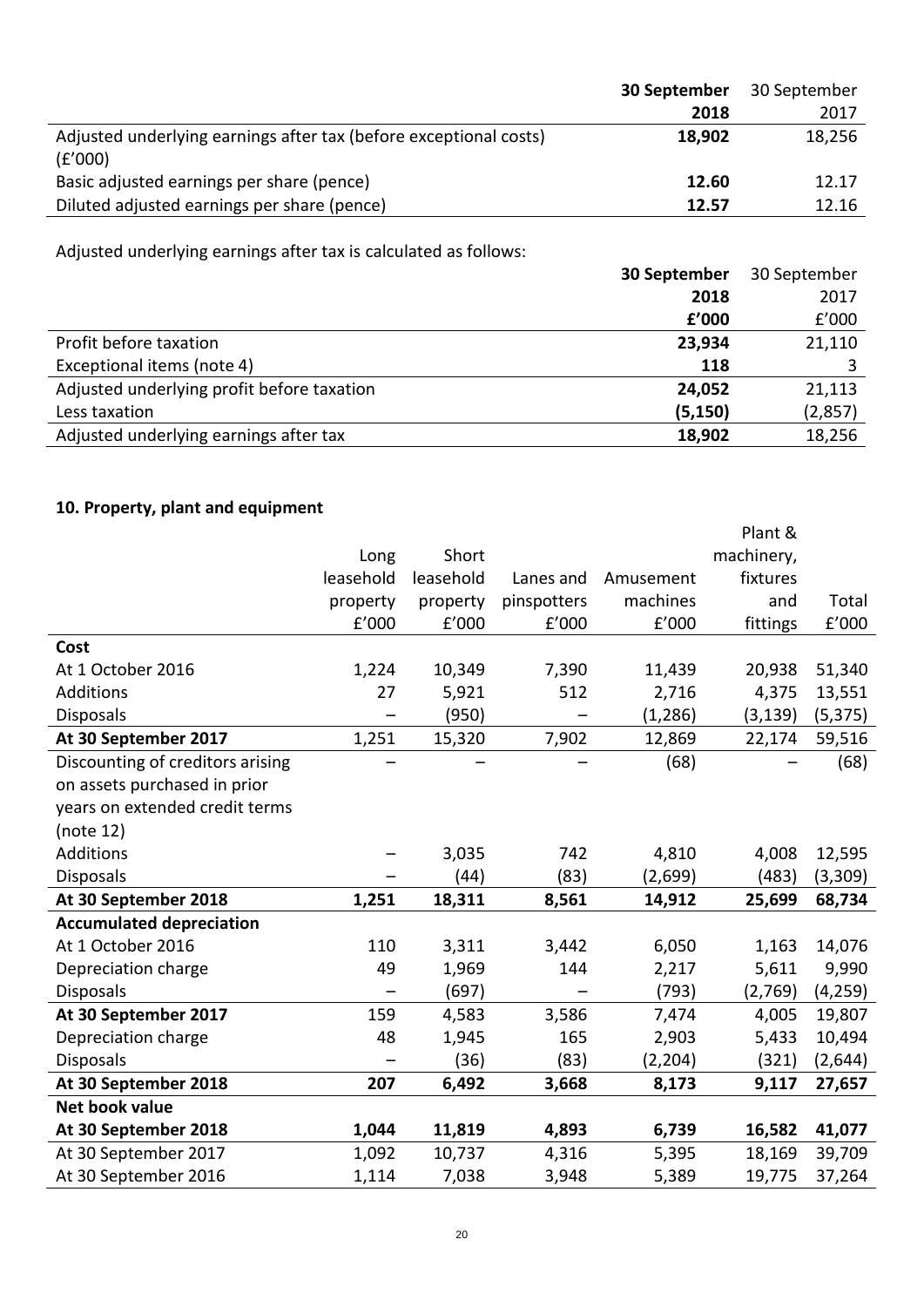| | 30 September 2018 | 30 September 2017 |
|---|---|---|
| Adjusted underlying earnings after tax (before exceptional costs) (£'000) | **18,902** | 18,256 |
| Basic adjusted earnings per share (pence) | **12.60** | 12.17 |
| Diluted adjusted earnings per share (pence) | **12.57** | 12.16 |

Adjusted underlying earnings after tax is calculated as follows:

| | 30 September 2018 £'000 | 30 September 2017 £'000 |
|---|---|---|
| Profit before taxation | **23,934** | 21,110 |
| Exceptional items (note 4) | **118** | 3 |
| Adjusted underlying profit before taxation | **24,052** | 21,113 |
| Less taxation | **(5,150)** | (2,857) |
| Adjusted underlying earnings after tax | **18,902** | 18,256 |

## 10. Property, plant and equipment

| | Long leasehold property £'000 | Short leasehold property £'000 | Lanes and pinspotters £'000 | Amusement machines £'000 | Plant & machinery, fixtures and fittings | Total £'000 |
|---|---|---|---|---|---|---|
| **Cost** | | | | | | |
| At 1 October 2016 | 1,224 | 10,349 | 7,390 | 11,439 | 20,938 | 51,340 |
| Additions | 27 | 5,921 | 512 | 2,716 | 4,375 | 13,551 |
| Disposals | – | (950) | – | (1,286) | (3,139) | (5,375) |
| **At 30 September 2017** | 1,251 | 15,320 | 7,902 | 12,869 | 22,174 | 59,516 |
| Discounting of creditors arising on assets purchased in prior years on extended credit terms (note 12) | – | – | – | (68) | – | (68) |
| Additions | – | 3,035 | 742 | 4,810 | 4,008 | 12,595 |
| Disposals | – | (44) | (83) | (2,699) | (483) | (3,309) |
| **At 30 September 2018** | **1,251** | **18,311** | **8,561** | **14,912** | **25,699** | **68,734** |
| **Accumulated depreciation** | | | | | | |
| At 1 October 2016 | 110 | 3,311 | 3,442 | 6,050 | 1,163 | 14,076 |
| Depreciation charge | 49 | 1,969 | 144 | 2,217 | 5,611 | 9,990 |
| Disposals | – | (697) | – | (793) | (2,769) | (4,259) |
| **At 30 September 2017** | 159 | 4,583 | 3,586 | 7,474 | 4,005 | 19,807 |
| Depreciation charge | 48 | 1,945 | 165 | 2,903 | 5,433 | 10,494 |
| Disposals | – | (36) | (83) | (2,204) | (321) | (2,644) |
| **At 30 September 2018** | **207** | **6,492** | **3,668** | **8,173** | **9,117** | **27,657** |
| **Net book value** | | | | | | |
| **At 30 September 2018** | **1,044** | **11,819** | **4,893** | **6,739** | **16,582** | **41,077** |
| At 30 September 2017 | 1,092 | 10,737 | 4,316 | 5,395 | 18,169 | 39,709 |
| At 30 September 2016 | 1,114 | 7,038 | 3,948 | 5,389 | 19,775 | 37,264 |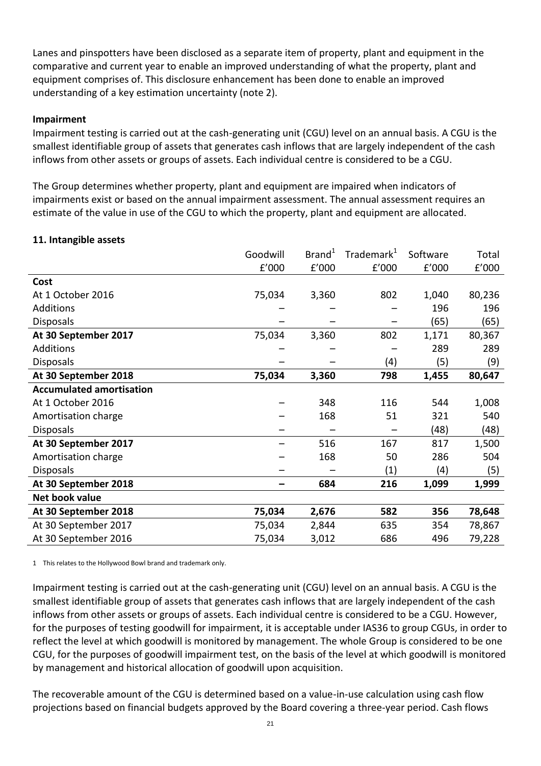Lanes and pinspotters have been disclosed as a separate item of property, plant and equipment in the comparative and current year to enable an improved understanding of what the property, plant and equipment comprises of. This disclosure enhancement has been done to enable an improved understanding of a key estimation uncertainty (note 2).

**Impairment**

Impairment testing is carried out at the cash-generating unit (CGU) level on an annual basis. A CGU is the smallest identifiable group of assets that generates cash inflows that are largely independent of the cash inflows from other assets or groups of assets. Each individual centre is considered to be a CGU.

The Group determines whether property, plant and equipment are impaired when indicators of impairments exist or based on the annual impairment assessment. The annual assessment requires an estimate of the value in use of the CGU to which the property, plant and equipment are allocated.

**11. Intangible assets**

| | Goodwill | Brand[1] | Trademark[1] | Software | Total |
|---|---|---|---|---|---|
| | £'000 | £'000 | £'000 | £'000 | £'000 |
| **Cost** | | | | | |
| At 1 October 2016 | 75,034 | 3,360 | 802 | 1,040 | 80,236 |
| Additions | – | – | – | 196 | 196 |
| Disposals | – | – | – | (65) | (65) |
| **At 30 September 2017** | 75,034 | 3,360 | 802 | 1,171 | 80,367 |
| Additions | – | – | – | 289 | 289 |
| Disposals | – | – | (4) | (5) | (9) |
| **At 30 September 2018** | **75,034** | **3,360** | **798** | **1,455** | **80,647** |
| **Accumulated amortisation** | | | | | |
| At 1 October 2016 | – | 348 | 116 | 544 | 1,008 |
| Amortisation charge | – | 168 | 51 | 321 | 540 |
| Disposals | – | – | – | (48) | (48) |
| **At 30 September 2017** | – | 516 | 167 | 817 | 1,500 |
| Amortisation charge | – | 168 | 50 | 286 | 504 |
| Disposals | – | – | (1) | (4) | (5) |
| **At 30 September 2018** | **–** | **684** | **216** | **1,099** | **1,999** |
| **Net book value** | | | | | |
| **At 30 September 2018** | **75,034** | **2,676** | **582** | **356** | **78,648** |
| At 30 September 2017 | 75,034 | 2,844 | 635 | 354 | 78,867 |
| At 30 September 2016 | 75,034 | 3,012 | 686 | 496 | 79,228 |

1 This relates to the Hollywood Bowl brand and trademark only.

Impairment testing is carried out at the cash-generating unit (CGU) level on an annual basis. A CGU is the smallest identifiable group of assets that generates cash inflows that are largely independent of the cash inflows from other assets or groups of assets. Each individual centre is considered to be a CGU. However, for the purposes of testing goodwill for impairment, it is acceptable under IAS36 to group CGUs, in order to reflect the level at which goodwill is monitored by management. The whole Group is considered to be one CGU, for the purposes of goodwill impairment test, on the basis of the level at which goodwill is monitored by management and historical allocation of goodwill upon acquisition.

The recoverable amount of the CGU is determined based on a value-in-use calculation using cash flow projections based on financial budgets approved by the Board covering a three-year period. Cash flows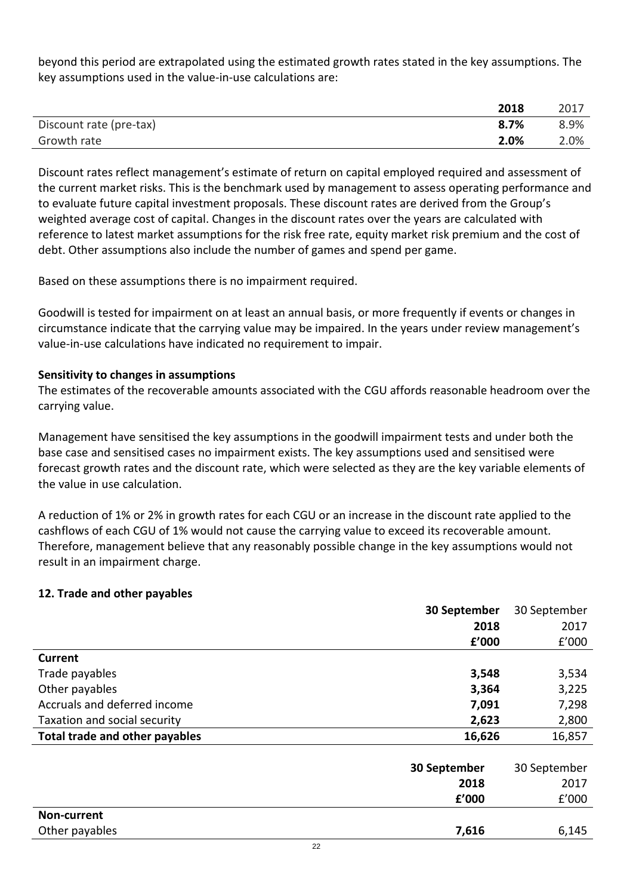beyond this period are extrapolated using the estimated growth rates stated in the key assumptions. The key assumptions used in the value-in-use calculations are:

| | **2018** | 2017 |
|---|---|---|
| Discount rate (pre-tax) | **8.7%** | 8.9% |
| Growth rate | **2.0%** | 2.0% |

Discount rates reflect management's estimate of return on capital employed required and assessment of the current market risks. This is the benchmark used by management to assess operating performance and to evaluate future capital investment proposals. These discount rates are derived from the Group's weighted average cost of capital. Changes in the discount rates over the years are calculated with reference to latest market assumptions for the risk free rate, equity market risk premium and the cost of debt. Other assumptions also include the number of games and spend per game.

Based on these assumptions there is no impairment required.

Goodwill is tested for impairment on at least an annual basis, or more frequently if events or changes in circumstance indicate that the carrying value may be impaired. In the years under review management's value-in-use calculations have indicated no requirement to impair.

**Sensitivity to changes in assumptions**

The estimates of the recoverable amounts associated with the CGU affords reasonable headroom over the carrying value.

Management have sensitised the key assumptions in the goodwill impairment tests and under both the base case and sensitised cases no impairment exists. The key assumptions used and sensitised were forecast growth rates and the discount rate, which were selected as they are the key variable elements of the value in use calculation.

A reduction of 1% or 2% in growth rates for each CGU or an increase in the discount rate applied to the cashflows of each CGU of 1% would not cause the carrying value to exceed its recoverable amount. Therefore, management believe that any reasonably possible change in the key assumptions would not result in an impairment charge.

## 12. Trade and other payables

| | **30 September 2018 £'000** | 30 September 2017 £'000 |
|---|---|---|
| **Current** | | |
| Trade payables | **3,548** | 3,534 |
| Other payables | **3,364** | 3,225 |
| Accruals and deferred income | **7,091** | 7,298 |
| Taxation and social security | **2,623** | 2,800 |
| **Total trade and other payables** | **16,626** | 16,857 |

| | **30 September 2018 £'000** | 30 September 2017 £'000 |
|---|---|---|
| **Non-current** | | |
| Other payables | **7,616** | 6,145 |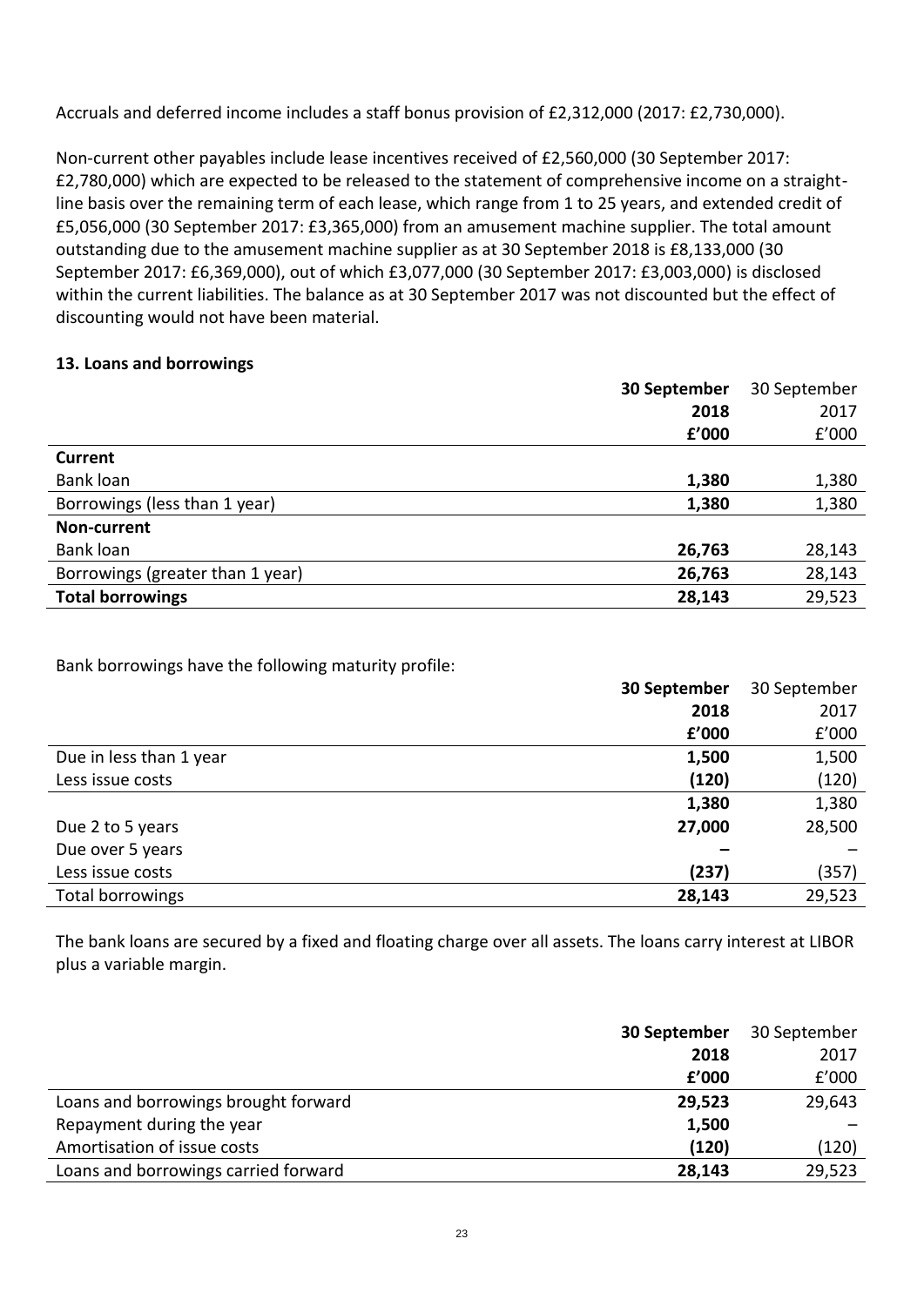Accruals and deferred income includes a staff bonus provision of £2,312,000 (2017: £2,730,000).

Non-current other payables include lease incentives received of £2,560,000 (30 September 2017: £2,780,000) which are expected to be released to the statement of comprehensive income on a straight-line basis over the remaining term of each lease, which range from 1 to 25 years, and extended credit of £5,056,000 (30 September 2017: £3,365,000) from an amusement machine supplier. The total amount outstanding due to the amusement machine supplier as at 30 September 2018 is £8,133,000 (30 September 2017: £6,369,000), out of which £3,077,000 (30 September 2017: £3,003,000) is disclosed within the current liabilities. The balance as at 30 September 2017 was not discounted but the effect of discounting would not have been material.

**13. Loans and borrowings**

| | **30 September 2018 £'000** | 30 September 2017 £'000 |
|---|---|---|
| **Current** | | |
| Bank loan | **1,380** | 1,380 |
| Borrowings (less than 1 year) | **1,380** | 1,380 |
| **Non-current** | | |
| Bank loan | **26,763** | 28,143 |
| Borrowings (greater than 1 year) | **26,763** | 28,143 |
| **Total borrowings** | **28,143** | 29,523 |

Bank borrowings have the following maturity profile:

| | **30 September 2018 £'000** | 30 September 2017 £'000 |
|---|---|---|
| Due in less than 1 year | **1,500** | 1,500 |
| Less issue costs | **(120)** | (120) |
| | **1,380** | 1,380 |
| Due 2 to 5 years | **27,000** | 28,500 |
| Due over 5 years | **–** | – |
| Less issue costs | **(237)** | (357) |
| Total borrowings | **28,143** | 29,523 |

The bank loans are secured by a fixed and floating charge over all assets. The loans carry interest at LIBOR plus a variable margin.

| | **30 September 2018 £'000** | 30 September 2017 £'000 |
|---|---|---|
| Loans and borrowings brought forward | **29,523** | 29,643 |
| Repayment during the year | **1,500** | – |
| Amortisation of issue costs | **(120)** | (120) |
| Loans and borrowings carried forward | **28,143** | 29,523 |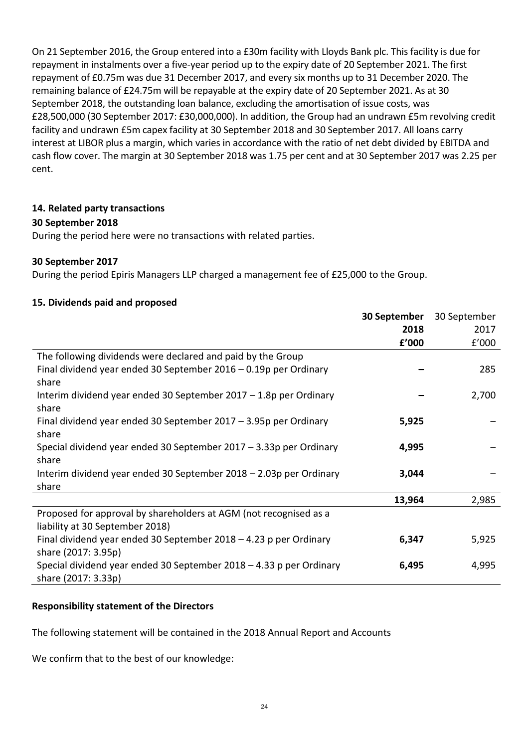On 21 September 2016, the Group entered into a £30m facility with Lloyds Bank plc. This facility is due for repayment in instalments over a five-year period up to the expiry date of 20 September 2021. The first repayment of £0.75m was due 31 December 2017, and every six months up to 31 December 2020. The remaining balance of £24.75m will be repayable at the expiry date of 20 September 2021. As at 30 September 2018, the outstanding loan balance, excluding the amortisation of issue costs, was £28,500,000 (30 September 2017: £30,000,000). In addition, the Group had an undrawn £5m revolving credit facility and undrawn £5m capex facility at 30 September 2018 and 30 September 2017. All loans carry interest at LIBOR plus a margin, which varies in accordance with the ratio of net debt divided by EBITDA and cash flow cover. The margin at 30 September 2018 was 1.75 per cent and at 30 September 2017 was 2.25 per cent.

## 14. Related party transactions

**30 September 2018**

During the period here were no transactions with related parties.

**30 September 2017**

During the period Epiris Managers LLP charged a management fee of £25,000 to the Group.

## 15. Dividends paid and proposed

| | **30 September 2018 £'000** | 30 September 2017 £'000 |
|---|---|---|
| The following dividends were declared and paid by the Group | | |
| Final dividend year ended 30 September 2016 – 0.19p per Ordinary share | – | 285 |
| Interim dividend year ended 30 September 2017 – 1.8p per Ordinary share | – | 2,700 |
| Final dividend year ended 30 September 2017 – 3.95p per Ordinary share | **5,925** | – |
| Special dividend year ended 30 September 2017 – 3.33p per Ordinary share | **4,995** | – |
| Interim dividend year ended 30 September 2018 – 2.03p per Ordinary share | **3,044** | – |
| | **13,964** | 2,985 |
| Proposed for approval by shareholders at AGM (not recognised as a liability at 30 September 2018) | | |
| Final dividend year ended 30 September 2018 – 4.23 p per Ordinary share (2017: 3.95p) | **6,347** | 5,925 |
| Special dividend year ended 30 September 2018 – 4.33 p per Ordinary share (2017: 3.33p) | **6,495** | 4,995 |

**Responsibility statement of the Directors**

The following statement will be contained in the 2018 Annual Report and Accounts

We confirm that to the best of our knowledge: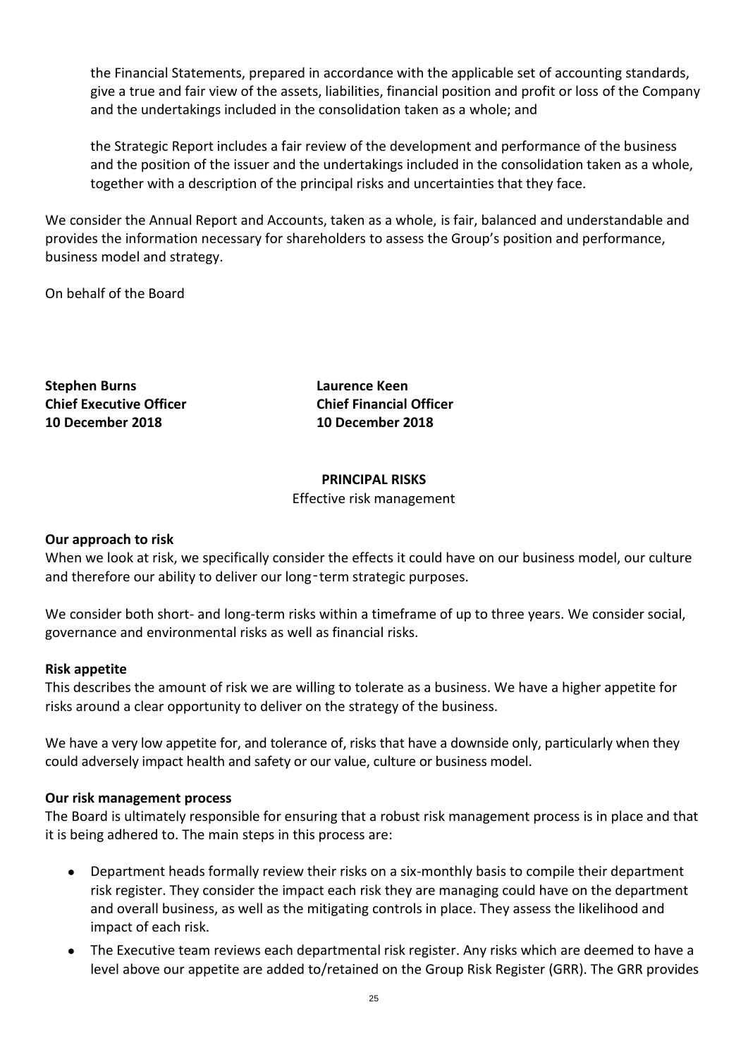the Financial Statements, prepared in accordance with the applicable set of accounting standards, give a true and fair view of the assets, liabilities, financial position and profit or loss of the Company and the undertakings included in the consolidation taken as a whole; and

the Strategic Report includes a fair review of the development and performance of the business and the position of the issuer and the undertakings included in the consolidation taken as a whole, together with a description of the principal risks and uncertainties that they face.

We consider the Annual Report and Accounts, taken as a whole, is fair, balanced and understandable and provides the information necessary for shareholders to assess the Group's position and performance, business model and strategy.

On behalf of the Board

**Stephen Burns**
**Chief Executive Officer**
**10 December 2018**

**Laurence Keen**
**Chief Financial Officer**
**10 December 2018**

## PRINCIPAL RISKS

Effective risk management

**Our approach to risk**

When we look at risk, we specifically consider the effects it could have on our business model, our culture and therefore our ability to deliver our long-term strategic purposes.

We consider both short- and long-term risks within a timeframe of up to three years. We consider social, governance and environmental risks as well as financial risks.

**Risk appetite**

This describes the amount of risk we are willing to tolerate as a business. We have a higher appetite for risks around a clear opportunity to deliver on the strategy of the business.

We have a very low appetite for, and tolerance of, risks that have a downside only, particularly when they could adversely impact health and safety or our value, culture or business model.

**Our risk management process**

The Board is ultimately responsible for ensuring that a robust risk management process is in place and that it is being adhered to. The main steps in this process are:

- Department heads formally review their risks on a six-monthly basis to compile their department risk register. They consider the impact each risk they are managing could have on the department and overall business, as well as the mitigating controls in place. They assess the likelihood and impact of each risk.
- The Executive team reviews each departmental risk register. Any risks which are deemed to have a level above our appetite are added to/retained on the Group Risk Register (GRR). The GRR provides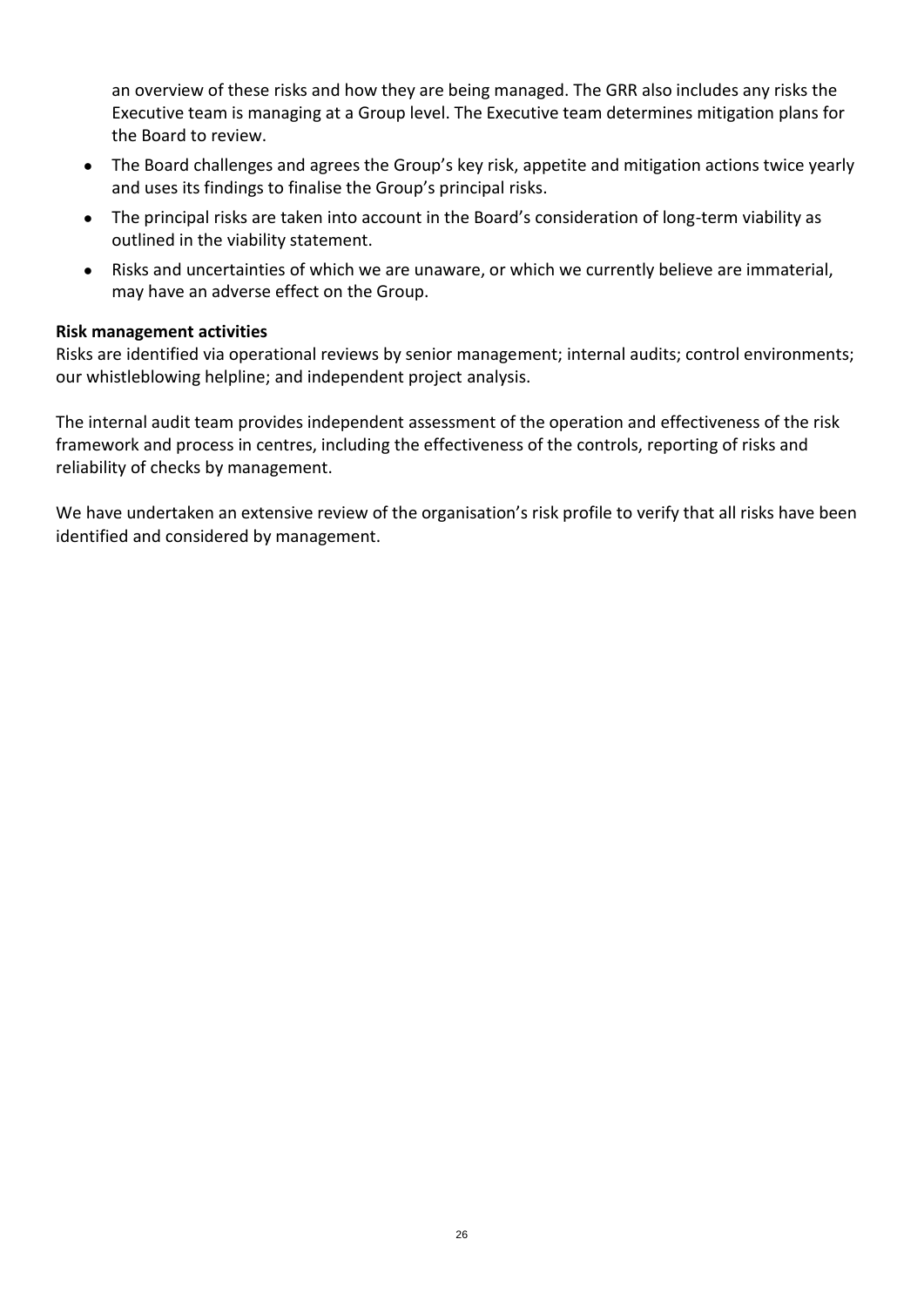an overview of these risks and how they are being managed. The GRR also includes any risks the Executive team is managing at a Group level. The Executive team determines mitigation plans for the Board to review.

- The Board challenges and agrees the Group's key risk, appetite and mitigation actions twice yearly and uses its findings to finalise the Group's principal risks.
- The principal risks are taken into account in the Board's consideration of long-term viability as outlined in the viability statement.
- Risks and uncertainties of which we are unaware, or which we currently believe are immaterial, may have an adverse effect on the Group.

**Risk management activities**

Risks are identified via operational reviews by senior management; internal audits; control environments; our whistleblowing helpline; and independent project analysis.

The internal audit team provides independent assessment of the operation and effectiveness of the risk framework and process in centres, including the effectiveness of the controls, reporting of risks and reliability of checks by management.

We have undertaken an extensive review of the organisation's risk profile to verify that all risks have been identified and considered by management.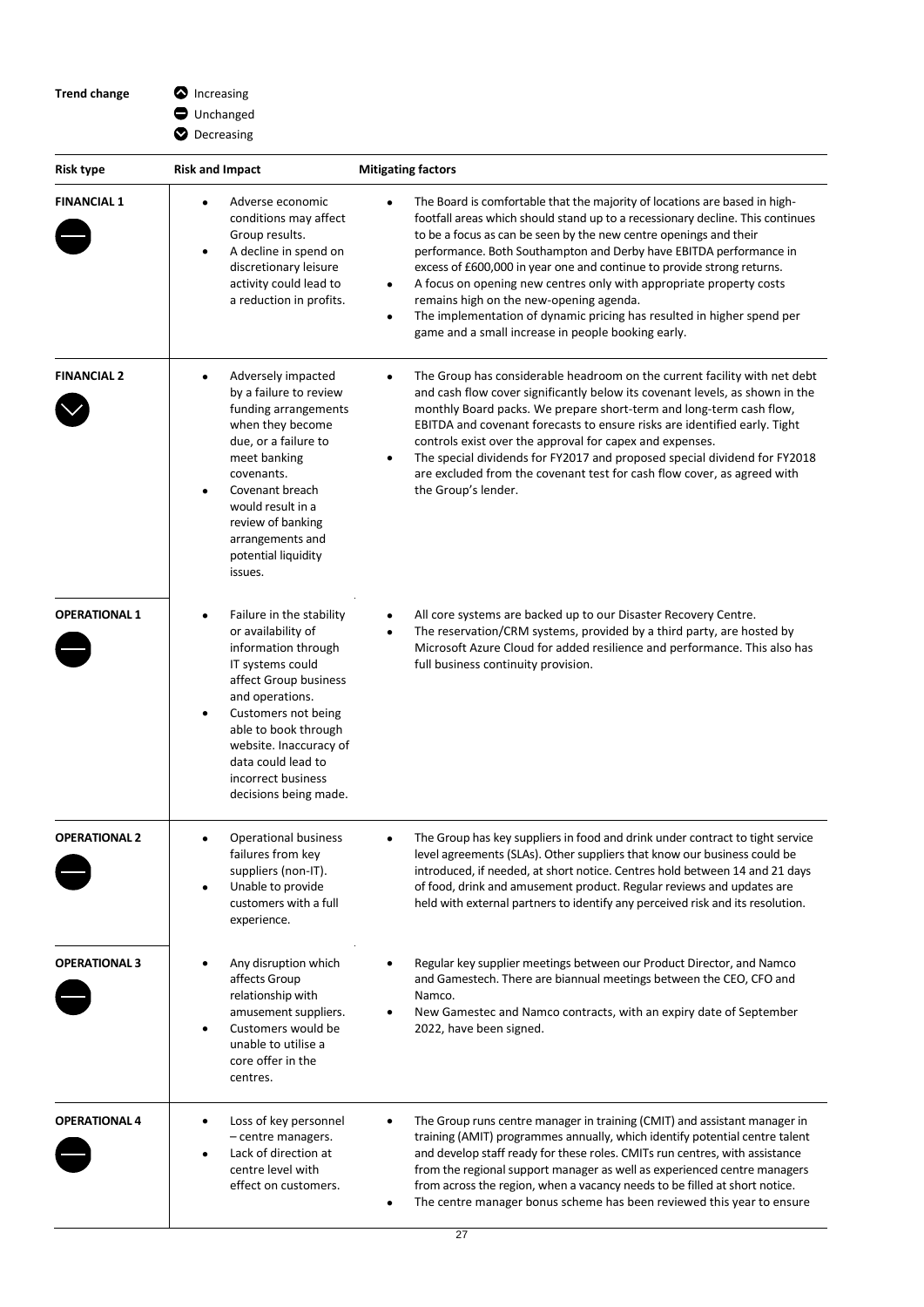**Trend change**

- Increasing
- Unchanged
- Decreasing

| Risk type | Risk and Impact | Mitigating factors |
|---|---|---|
| **FINANCIAL 1** (Unchanged) | • Adverse economic conditions may affect Group results.<br>• A decline in spend on discretionary leisure activity could lead to a reduction in profits. | • The Board is comfortable that the majority of locations are based in high-footfall areas which should stand up to a recessionary decline. This continues to be a focus as can be seen by the new centre openings and their performance. Both Southampton and Derby have EBITDA performance in excess of £600,000 in year one and continue to provide strong returns.<br>• A focus on opening new centres only with appropriate property costs remains high on the new-opening agenda.<br>• The implementation of dynamic pricing has resulted in higher spend per game and a small increase in people booking early. |
| **FINANCIAL 2** (Decreasing) | • Adversely impacted by a failure to review funding arrangements when they become due, or a failure to meet banking covenants.<br>• Covenant breach would result in a review of banking arrangements and potential liquidity issues. | • The Group has considerable headroom on the current facility with net debt and cash flow cover significantly below its covenant levels, as shown in the monthly Board packs. We prepare short-term and long-term cash flow, EBITDA and covenant forecasts to ensure risks are identified early. Tight controls exist over the approval for capex and expenses.<br>• The special dividends for FY2017 and proposed special dividend for FY2018 are excluded from the covenant test for cash flow cover, as agreed with the Group's lender. |
| **OPERATIONAL 1** (Unchanged) | • Failure in the stability or availability of information through IT systems could affect Group business and operations.<br>• Customers not being able to book through website. Inaccuracy of data could lead to incorrect business decisions being made. | • All core systems are backed up to our Disaster Recovery Centre.<br>• The reservation/CRM systems, provided by a third party, are hosted by Microsoft Azure Cloud for added resilience and performance. This also has full business continuity provision. |
| **OPERATIONAL 2** (Unchanged) | • Operational business failures from key suppliers (non-IT).<br>• Unable to provide customers with a full experience. | • The Group has key suppliers in food and drink under contract to tight service level agreements (SLAs). Other suppliers that know our business could be introduced, if needed, at short notice. Centres hold between 14 and 21 days of food, drink and amusement product. Regular reviews and updates are held with external partners to identify any perceived risk and its resolution. |
| **OPERATIONAL 3** (Unchanged) | • Any disruption which affects Group relationship with amusement suppliers.<br>• Customers would be unable to utilise a core offer in the centres. | • Regular key supplier meetings between our Product Director, and Namco and Gamestech. There are biannual meetings between the CEO, CFO and Namco.<br>• New Gamestec and Namco contracts, with an expiry date of September 2022, have been signed. |
| **OPERATIONAL 4** (Unchanged) | • Loss of key personnel – centre managers.<br>• Lack of direction at centre level with effect on customers. | • The Group runs centre manager in training (CMIT) and assistant manager in training (AMIT) programmes annually, which identify potential centre talent and develop staff ready for these roles. CMITs run centres, with assistance from the regional support manager as well as experienced centre managers from across the region, when a vacancy needs to be filled at short notice.<br>• The centre manager bonus scheme has been reviewed this year to ensure |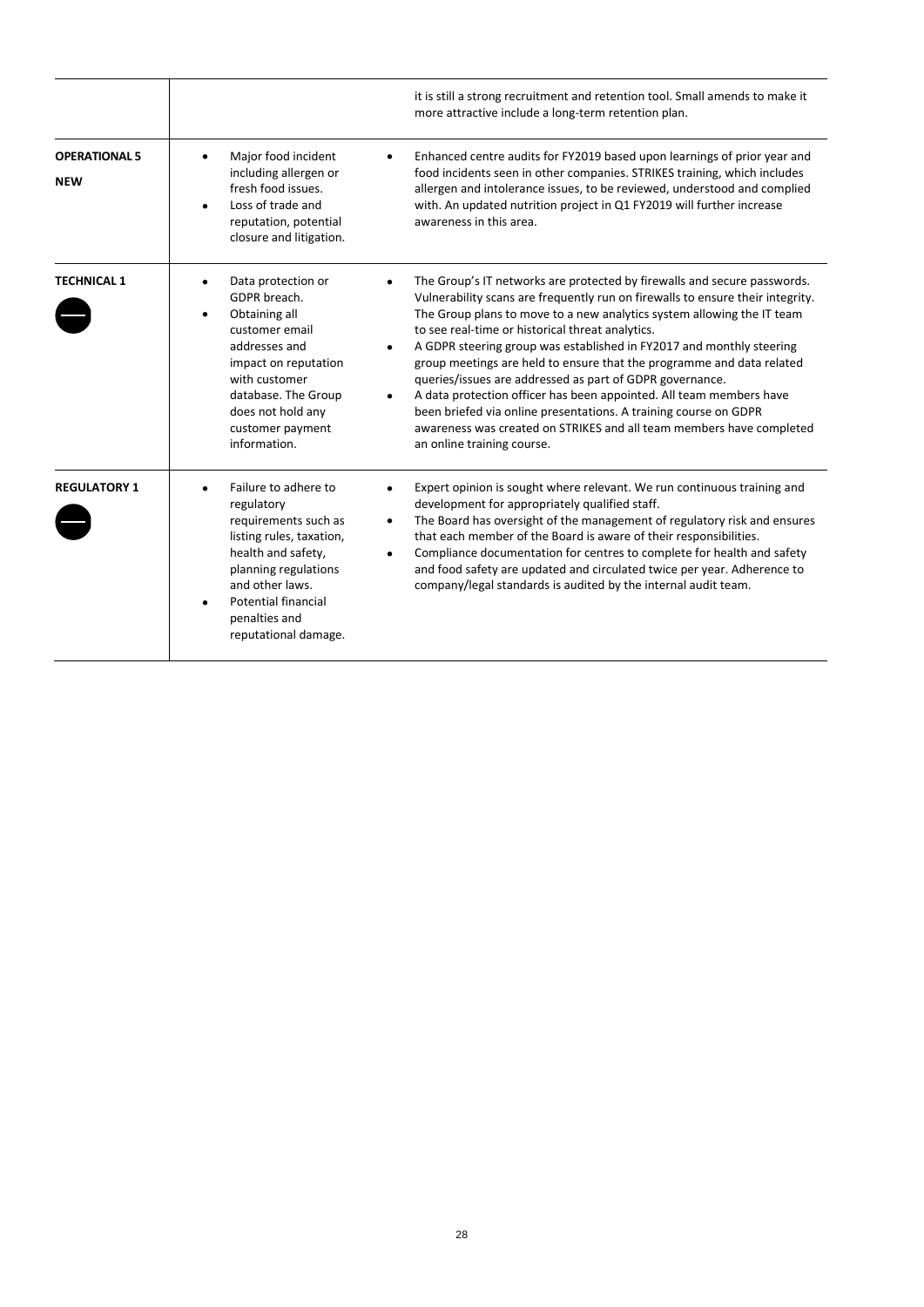| | | |
|---|---|---|
| | | it is still a strong recruitment and retention tool. Small amends to make it more attractive include a long-term retention plan. |
| **OPERATIONAL 5** **NEW** | • Major food incident including allergen or fresh food issues. • Loss of trade and reputation, potential closure and litigation. | • Enhanced centre audits for FY2019 based upon learnings of prior year and food incidents seen in other companies. STRIKES training, which includes allergen and intolerance issues, to be reviewed, understood and complied with. An updated nutrition project in Q1 FY2019 will further increase awareness in this area. |
| **TECHNICAL 1** | • Data protection or GDPR breach. • Obtaining all customer email addresses and impact on reputation with customer database. The Group does not hold any customer payment information. | • The Group's IT networks are protected by firewalls and secure passwords. Vulnerability scans are frequently run on firewalls to ensure their integrity. The Group plans to move to a new analytics system allowing the IT team to see real-time or historical threat analytics. • A GDPR steering group was established in FY2017 and monthly steering group meetings are held to ensure that the programme and data related queries/issues are addressed as part of GDPR governance. • A data protection officer has been appointed. All team members have been briefed via online presentations. A training course on GDPR awareness was created on STRIKES and all team members have completed an online training course. |
| **REGULATORY 1** | • Failure to adhere to regulatory requirements such as listing rules, taxation, health and safety, planning regulations and other laws. • Potential financial penalties and reputational damage. | • Expert opinion is sought where relevant. We run continuous training and development for appropriately qualified staff. • The Board has oversight of the management of regulatory risk and ensures that each member of the Board is aware of their responsibilities. • Compliance documentation for centres to complete for health and safety and food safety are updated and circulated twice per year. Adherence to company/legal standards is audited by the internal audit team. |